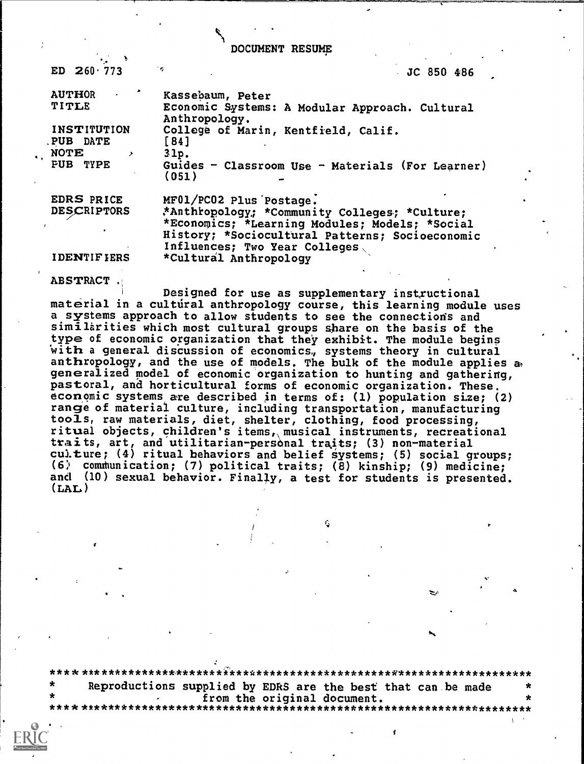# DOCUMENT RESUME

ED 260 773 JC 850 486

| | |
|---|---|
| AUTHOR | Kassebaum, Peter |
| TITLE | Economic Systems: A Modular Approach. Cultural Anthropology. |
| INSTITUTION | College of Marin, Kentfield, Calif. |
| PUB DATE | [84] |
| NOTE | 31p. |
| PUB TYPE | Guides - Classroom Use - Materials (For Learner) (051) |
| EDRS PRICE | MF01/PC02 Plus Postage. |
| DESCRIPTORS | *Anthropology; *Community Colleges; *Culture; *Economics; *Learning Modules; Models; *Social History; *Sociocultural Patterns; Socioeconomic Influences; Two Year Colleges |
| IDENTIFIERS | *Cultural Anthropology |

ABSTRACT

Designed for use as supplementary instructional material in a cultural anthropology course, this learning module uses a systems approach to allow students to see the connections and similarities which most cultural groups share on the basis of the type of economic organization that they exhibit. The module begins with a general discussion of economics, systems theory in cultural anthropology, and the use of models. The bulk of the module applies a generalized model of economic organization to hunting and gathering, pastoral, and horticultural forms of economic organization. These economic systems are described in terms of: (1) population size; (2) range of material culture, including transportation, manufacturing tools, raw materials, diet, shelter, clothing, food processing, ritual objects, children's items, musical instruments, recreational traits, art, and utilitarian-personal traits; (3) non-material culture; (4) ritual behaviors and belief systems; (5) social groups; (6) communication; (7) political traits; (8) kinship; (9) medicine; and (10) sexual behavior. Finally, a test for students is presented. (LAL)

***********************************************************************
\* Reproductions supplied by EDRS are the best that can be made \*
\* from the original document. \*
***********************************************************************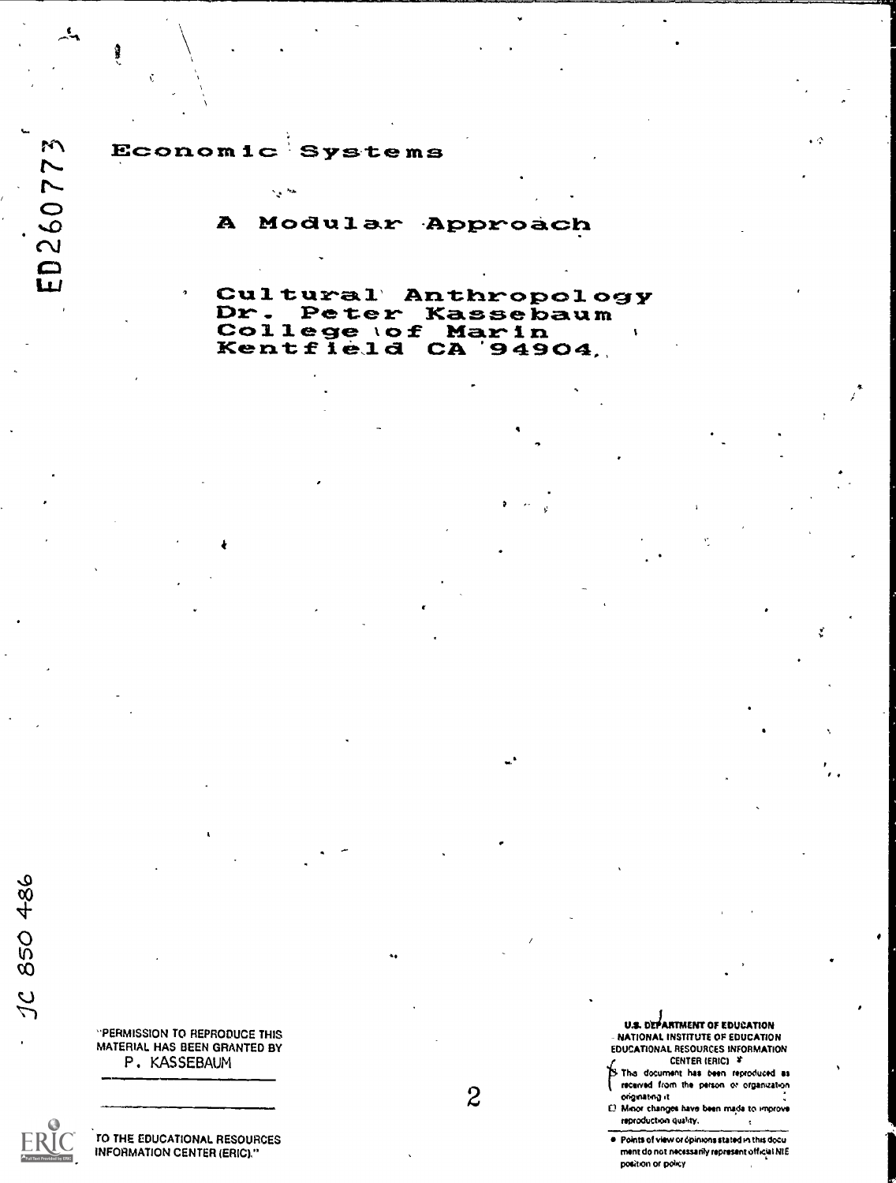# Economic Systems

## A Modular Approach

Cultural Anthropology
Dr. Peter Kassebaum
College of Marin
Kentfield CA 94904

ED260773

JC 850 486

"PERMISSION TO REPRODUCE THIS MATERIAL HAS BEEN GRANTED BY
P. KASSEBAUM

TO THE EDUCATIONAL RESOURCES INFORMATION CENTER (ERIC)."

U.S. DEPARTMENT OF EDUCATION
NATIONAL INSTITUTE OF EDUCATION
EDUCATIONAL RESOURCES INFORMATION CENTER (ERIC)

- This document has been reproduced as received from the person or organization originating it.
- Minor changes have been made to improve reproduction quality.
- Points of view or opinions stated in this document do not necessarily represent official NIE position or policy.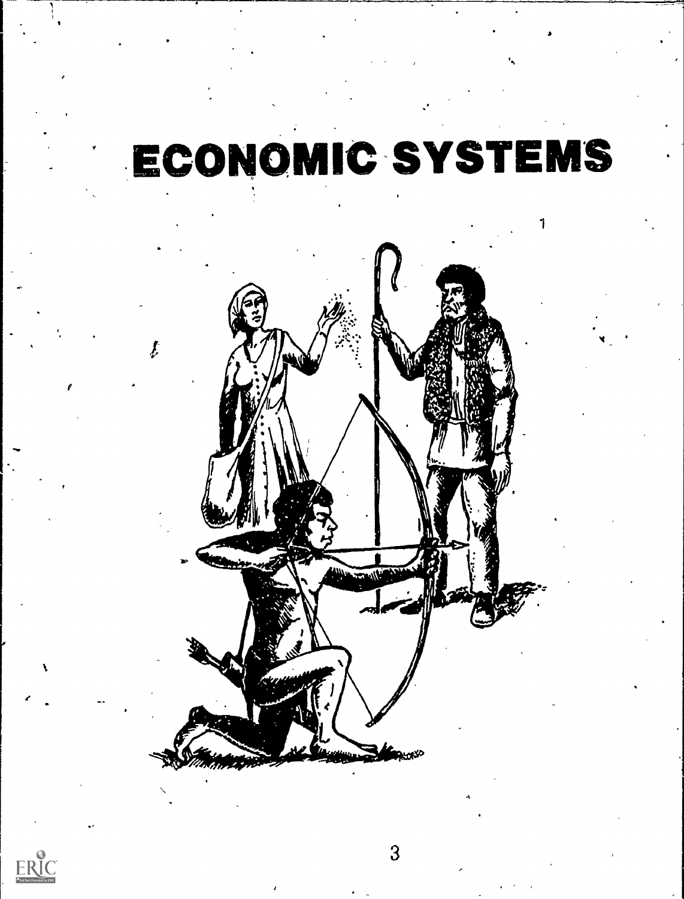# ECONOMIC SYSTEMS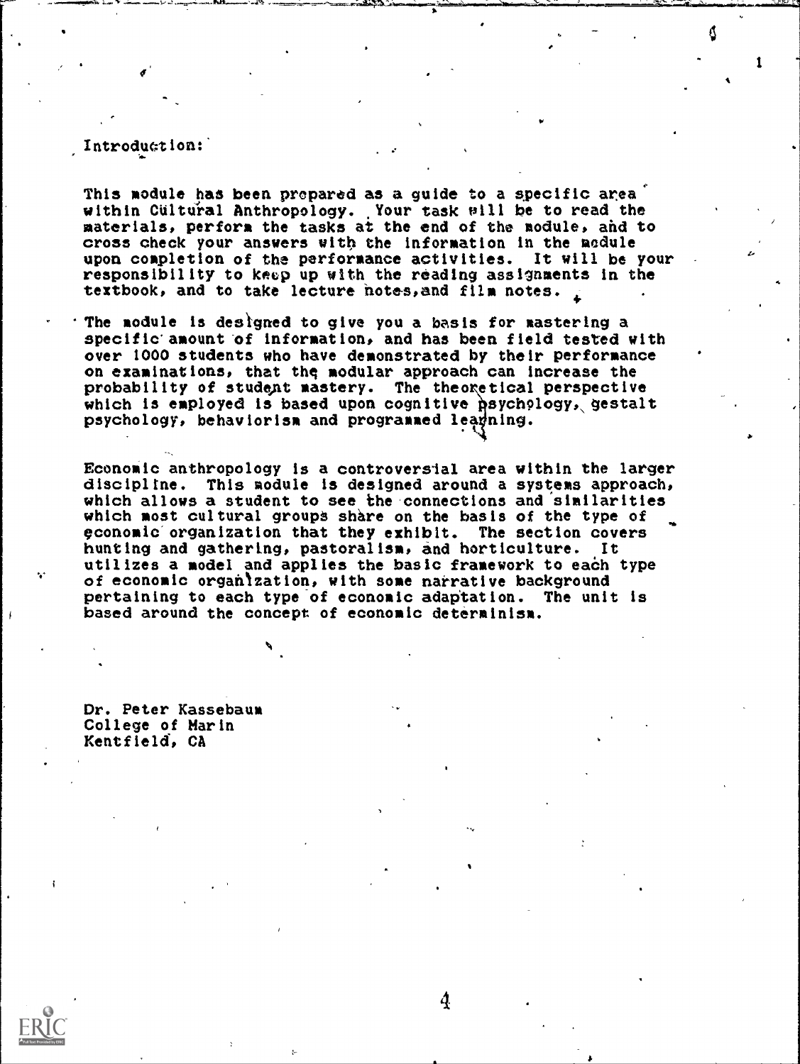Introduction:

This module has been prepared as a guide to a specific area within Cultural Anthropology. Your task will be to read the materials, perform the tasks at the end of the module, and to cross check your answers with the information in the module upon completion of the performance activities. It will be your responsibility to keep up with the reading assignments in the textbook, and to take lecture notes, and film notes.

The module is designed to give you a basis for mastering a specific amount of information, and has been field tested with over 1000 students who have demonstrated by their performance on examinations, that the modular approach can increase the probability of student mastery. The theoretical perspective which is employed is based upon cognitive psychology, gestalt psychology, behaviorism and programmed learning.

Economic anthropology is a controversial area within the larger discipline. This module is designed around a systems approach, which allows a student to see the connections and similarities which most cultural groups share on the basis of the type of economic organization that they exhibit. The section covers hunting and gathering, pastoralism, and horticulture. It utilizes a model and applies the basic framework to each type of economic organization, with some narrative background pertaining to each type of economic adaptation. The unit is based around the concept of economic determinism.

Dr. Peter Kassebaum
College of Marin
Kentfield, CA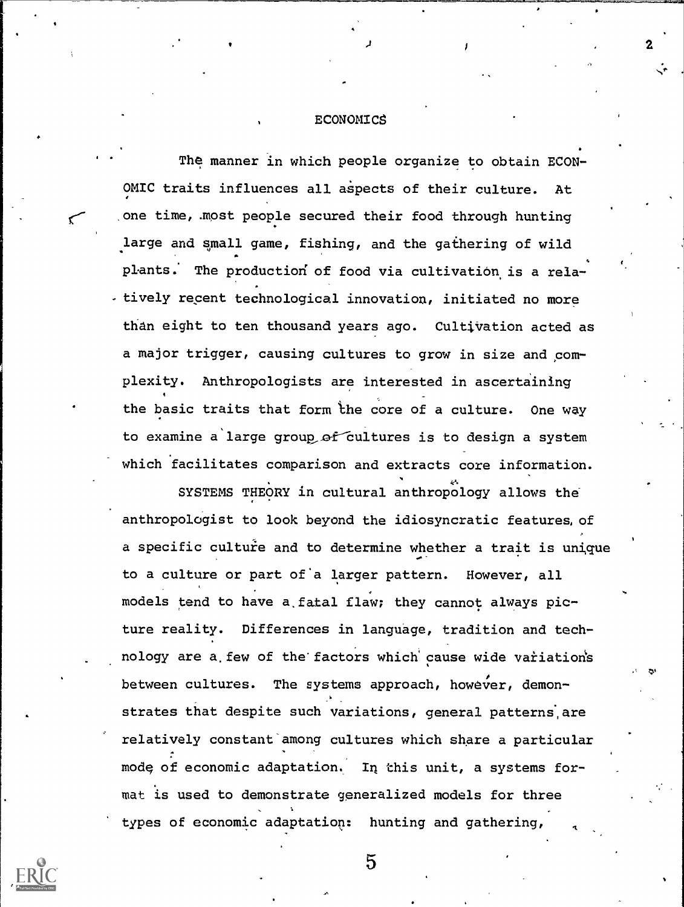# ECONOMICS

The manner in which people organize to obtain ECONOMIC traits influences all aspects of their culture. At one time, most people secured their food through hunting large and small game, fishing, and the gathering of wild plants. The production of food via cultivation is a relatively recent technological innovation, initiated no more than eight to ten thousand years ago. Cultivation acted as a major trigger, causing cultures to grow in size and complexity. Anthropologists are interested in ascertaining the basic traits that form the core of a culture. One way to examine a large group of cultures is to design a system which facilitates comparison and extracts core information.

SYSTEMS THEORY in cultural anthropology allows the anthropologist to look beyond the idiosyncratic features of a specific culture and to determine whether a trait is unique to a culture or part of a larger pattern. However, all models tend to have a fatal flaw; they cannot always picture reality. Differences in language, tradition and technology are a few of the factors which cause wide variations between cultures. The systems approach, however, demonstrates that despite such variations, general patterns are relatively constant among cultures which share a particular mode of economic adaptation. In this unit, a systems format is used to demonstrate generalized models for three types of economic adaptation: hunting and gathering,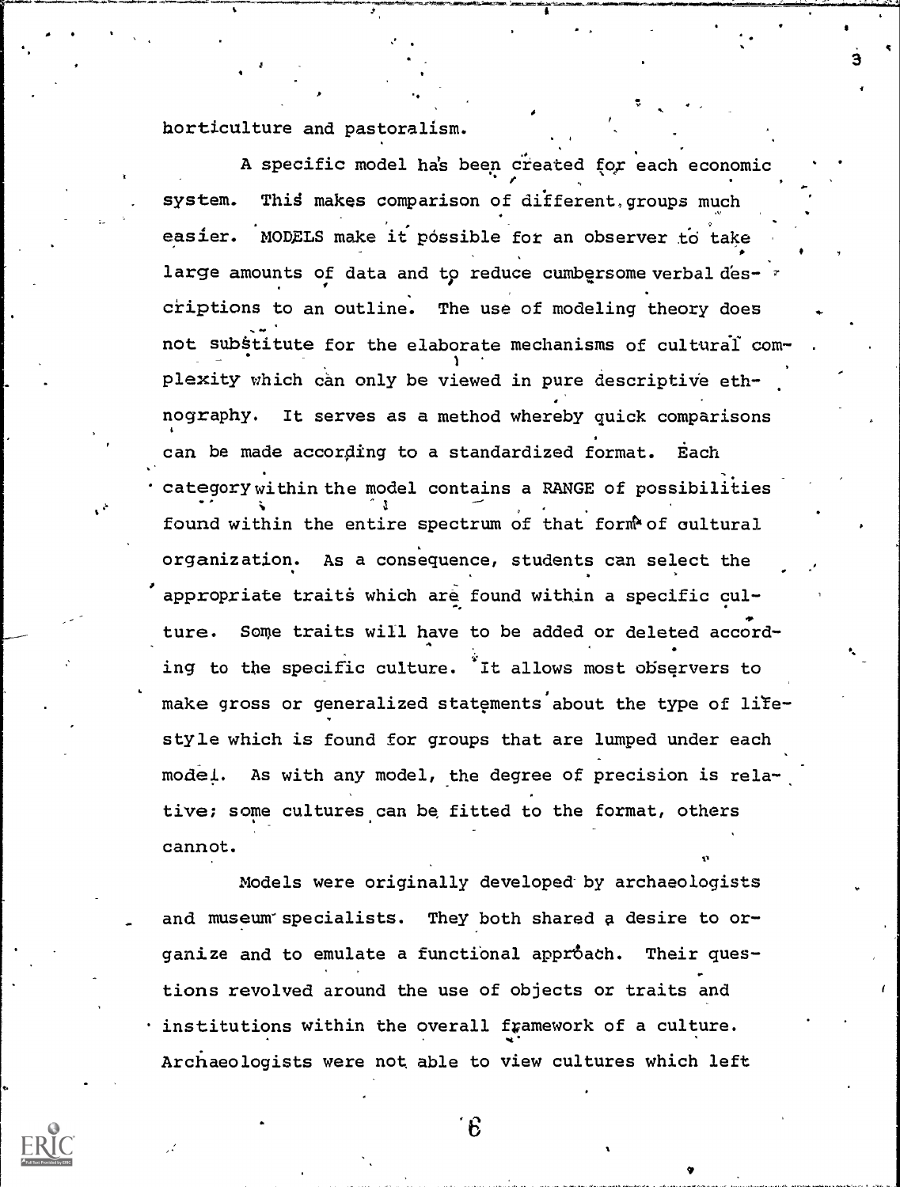horticulture and pastoralism.

A specific model has been created for each economic system. This makes comparison of different groups much easier. MODELS make it possible for an observer to take large amounts of data and to reduce cumbersome verbal descriptions to an outline. The use of modeling theory does not substitute for the elaborate mechanisms of cultural complexity which can only be viewed in pure descriptive ethnography. It serves as a method whereby quick comparisons can be made according to a standardized format. Each category within the model contains a RANGE of possibilities found within the entire spectrum of that form of cultural organization. As a consequence, students can select the appropriate traits which are found within a specific culture. Some traits will have to be added or deleted according to the specific culture. It allows most observers to make gross or generalized statements about the type of lifestyle which is found for groups that are lumped under each model. As with any model, the degree of precision is relative; some cultures can be fitted to the format, others cannot.

Models were originally developed by archaeologists and museum specialists. They both shared a desire to organize and to emulate a functional approach. Their questions revolved around the use of objects or traits and institutions within the overall framework of a culture. Archaeologists were not able to view cultures which left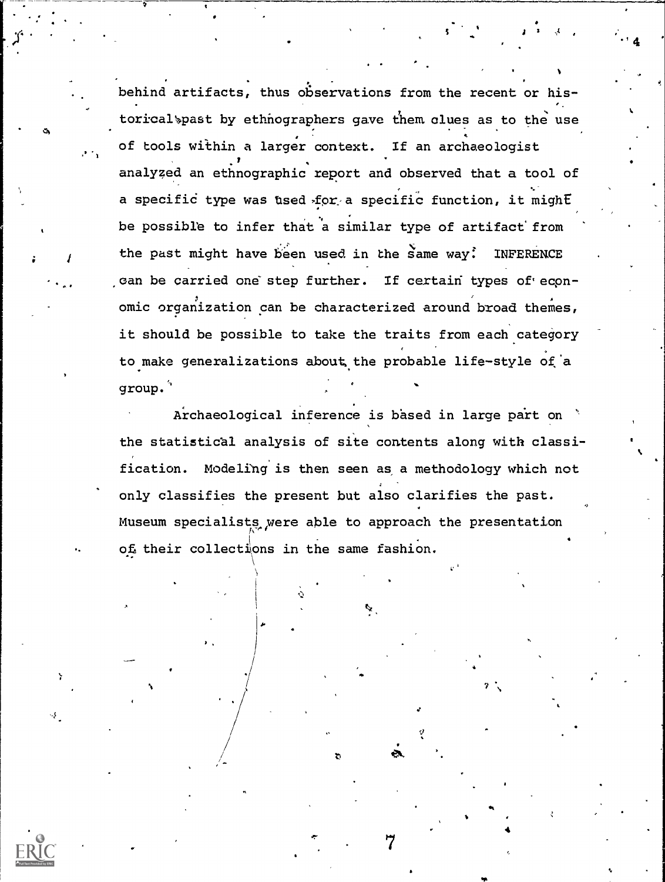behind artifacts, thus observations from the recent or historical past by ethnographers gave them clues as to the use of tools within a larger context. If an archaeologist analyzed an ethnographic report and observed that a tool of a specific type was used for a specific function, it might be possible to infer that a similar type of artifact from the past might have been used in the same way. INFERENCE can be carried one step further. If certain types of economic organization can be characterized around broad themes, it should be possible to take the traits from each category to make generalizations about the probable life-style of a group.

Archaeological inference is based in large part on the statistical analysis of site contents along with classification. Modeling is then seen as a methodology which not only classifies the present but also clarifies the past. Museum specialists were able to approach the presentation of their collections in the same fashion.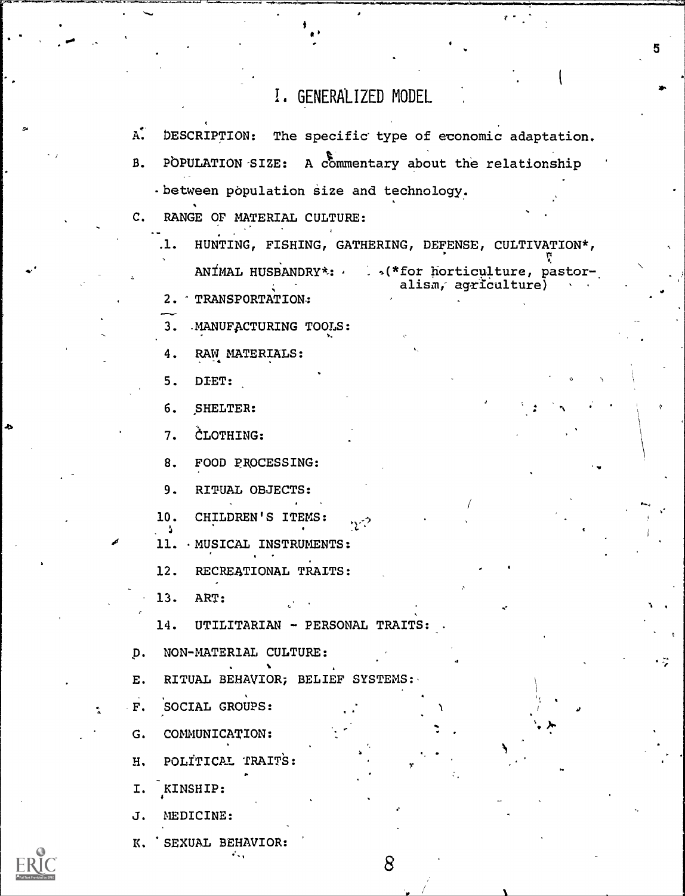# I. GENERALIZED MODEL

A. DESCRIPTION: The specific type of economic adaptation.

B. POPULATION SIZE: A commentary about the relationship between population size and technology.

C. RANGE OF MATERIAL CULTURE:

1. HUNTING, FISHING, GATHERING, DEFENSE, CULTIVATION*, ANIMAL HUSBANDRY*: (*for horticulture, pastoralism, agriculture)
2. TRANSPORTATION:
3. MANUFACTURING TOOLS:
4. RAW MATERIALS:
5. DIET:
6. SHELTER:
7. CLOTHING:
8. FOOD PROCESSING:
9. RITUAL OBJECTS:
10. CHILDREN'S ITEMS:
11. MUSICAL INSTRUMENTS:
12. RECREATIONAL TRAITS:
13. ART:
14. UTILITARIAN - PERSONAL TRAITS:

D. NON-MATERIAL CULTURE:

E. RITUAL BEHAVIOR; BELIEF SYSTEMS:

F. SOCIAL GROUPS:

G. COMMUNICATION:

H. POLITICAL TRAITS:

I. KINSHIP:

J. MEDICINE:

K. SEXUAL BEHAVIOR: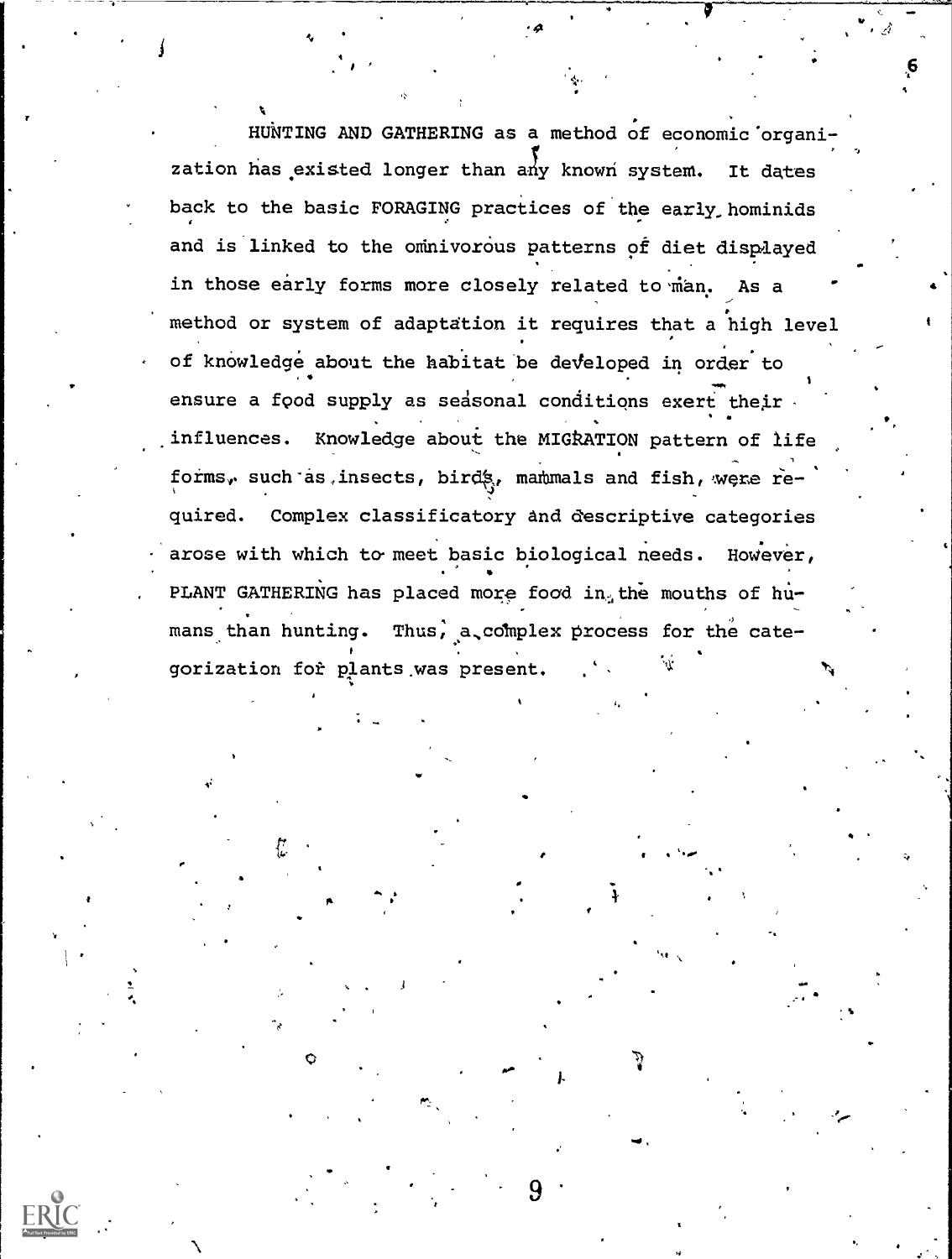HUNTING AND GATHERING as a method of economic organization has existed longer than any known system. It dates back to the basic FORAGING practices of the early hominids and is linked to the omnivorous patterns of diet displayed in those early forms more closely related to man. As a method or system of adaptation it requires that a high level of knowledge about the habitat be developed in order to ensure a food supply as seasonal conditions exert their influences. Knowledge about the MIGRATION pattern of life forms, such as insects, birds, mammals and fish, were required. Complex classificatory and descriptive categories arose with which to meet basic biological needs. However, PLANT GATHERING has placed more food in the mouths of humans than hunting. Thus, a complex process for the categorization for plants was present.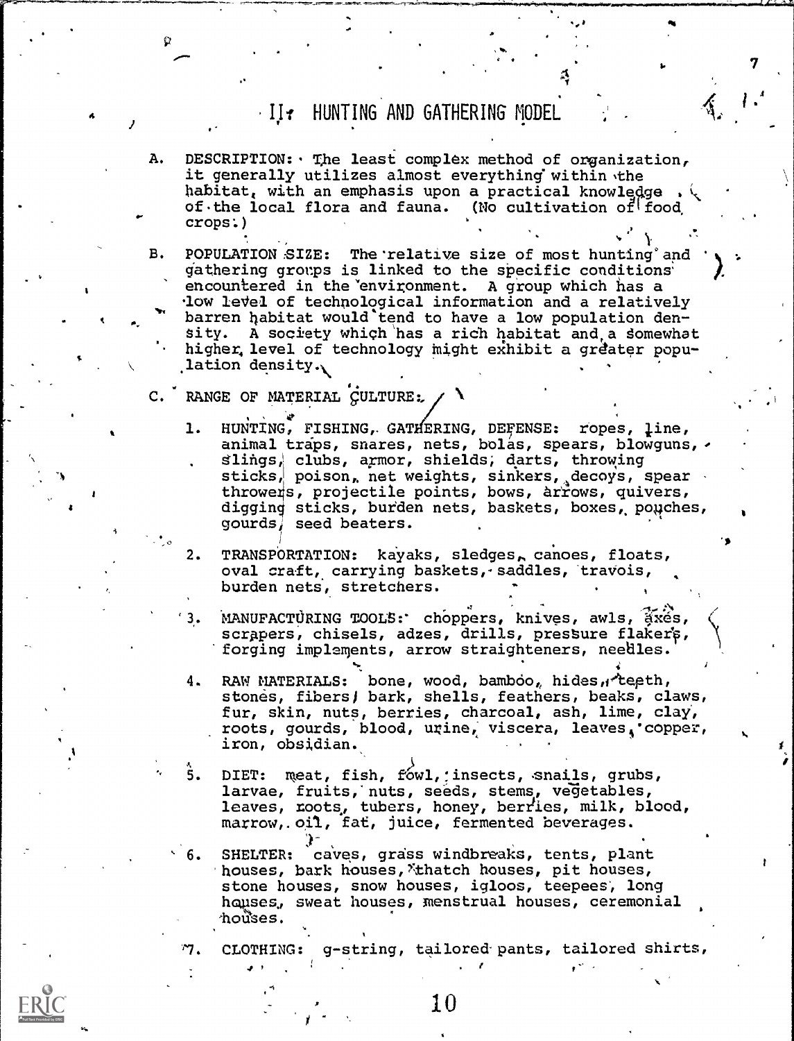## II. HUNTING AND GATHERING MODEL

A. DESCRIPTION: The least complex method of organization, it generally utilizes almost everything within the habitat, with an emphasis upon a practical knowledge of the local flora and fauna. (No cultivation of food crops.)

B. POPULATION SIZE: The relative size of most hunting and gathering groups is linked to the specific conditions encountered in the environment. A group which has a low level of technological information and a relatively barren habitat would tend to have a low population density. A society which has a rich habitat and a somewhat higher level of technology might exhibit a greater population density.

C. RANGE OF MATERIAL CULTURE:

1. HUNTING, FISHING, GATHERING, DEFENSE: ropes, line, animal traps, snares, nets, bolas, spears, blowguns, slings, clubs, armor, shields, darts, throwing sticks, poison, net weights, sinkers, decoys, spear throwers, projectile points, bows, arrows, quivers, digging sticks, burden nets, baskets, boxes, pouches, gourds, seed beaters.

2. TRANSPORTATION: kayaks, sledges, canoes, floats, oval craft, carrying baskets, saddles, travois, burden nets, stretchers.

3. MANUFACTURING TOOLS: choppers, knives, awls, axes, scrapers, chisels, adzes, drills, pressure flakers, forging implements, arrow straighteners, needles.

4. RAW MATERIALS: bone, wood, bamboo, hides, teeth, stones, fibers, bark, shells, feathers, beaks, claws, fur, skin, nuts, berries, charcoal, ash, lime, clay, roots, gourds, blood, urine, viscera, leaves, copper, iron, obsidian.

5. DIET: meat, fish, fowl, insects, snails, grubs, larvae, fruits, nuts, seeds, stems, vegetables, leaves, roots, tubers, honey, berries, milk, blood, marrow, oil, fat, juice, fermented beverages.

6. SHELTER: caves, grass windbreaks, tents, plant houses, bark houses, thatch houses, pit houses, stone houses, snow houses, igloos, teepees, long houses, sweat houses, menstrual houses, ceremonial houses.

7. CLOTHING: g-string, tailored pants, tailored shirts,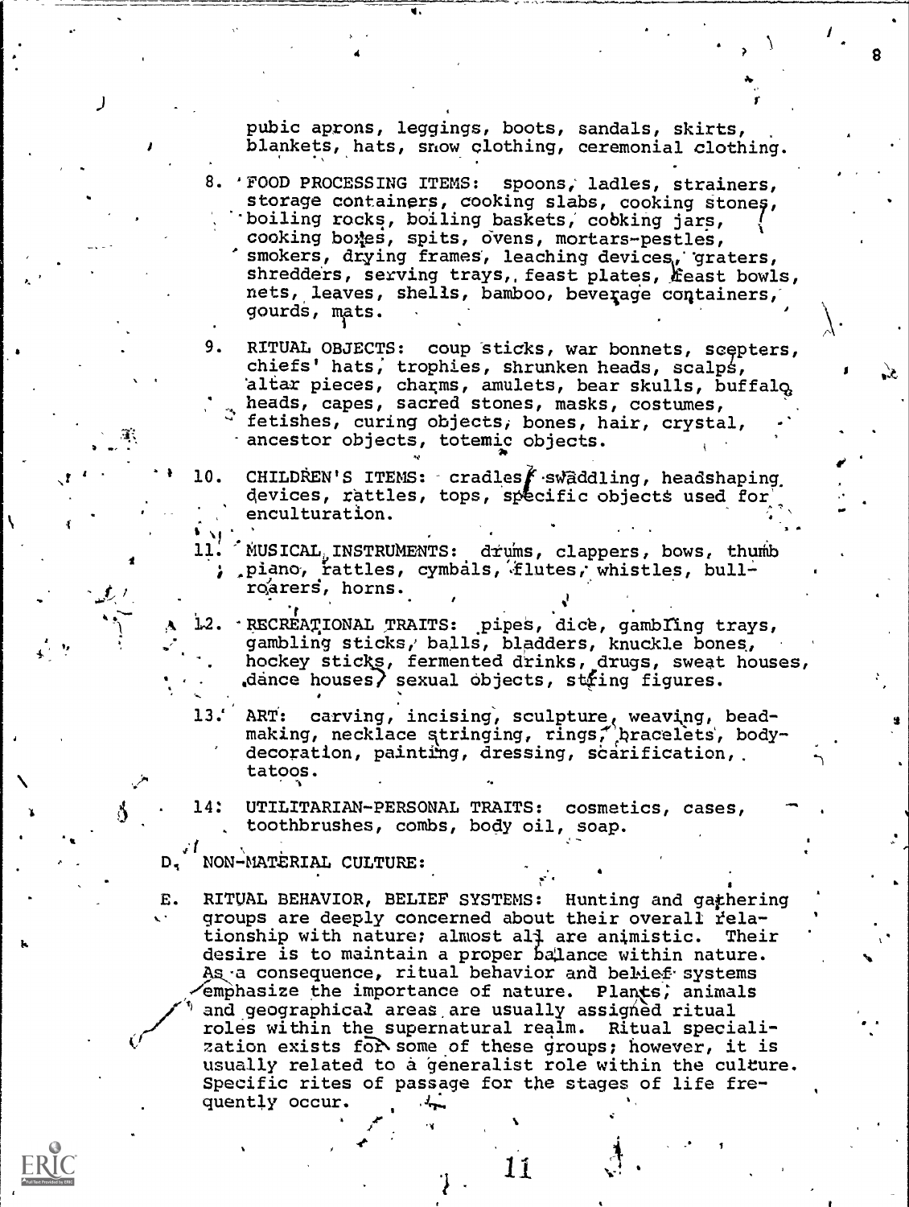pubic aprons, leggings, boots, sandals, skirts, blankets, hats, snow clothing, ceremonial clothing.

8. FOOD PROCESSING ITEMS: spoons, ladles, strainers, storage containers, cooking slabs, cooking stones, boiling rocks, boiling baskets, cooking jars, cooking boxes, spits, ovens, mortars-pestles, smokers, drying frames, leaching devices, graters, shredders, serving trays, feast plates, feast bowls, nets, leaves, shells, bamboo, beverage containers, gourds, mats.

9. RITUAL OBJECTS: coup sticks, war bonnets, scepters, chiefs' hats, trophies, shrunken heads, scalps, altar pieces, charms, amulets, bear skulls, buffalo heads, capes, sacred stones, masks, costumes, fetishes, curing objects, bones, hair, crystal, ancestor objects, totemic objects.

10. CHILDREN'S ITEMS: cradles, swaddling, headshaping devices, rattles, tops, specific objects used for enculturation.

11. MUSICAL INSTRUMENTS: drums, clappers, bows, thumb piano, rattles, cymbals, flutes, whistles, bull-roarers, horns.

12. RECREATIONAL TRAITS: pipes, dice, gambling trays, gambling sticks, balls, bladders, knuckle bones, hockey sticks, fermented drinks, drugs, sweat houses, dance houses, sexual objects, string figures.

13. ART: carving, incising, sculpture, weaving, bead-making, necklace stringing, rings, bracelets, body-decoration, painting, dressing, scarification, tatoos.

14. UTILITARIAN-PERSONAL TRAITS: cosmetics, cases, toothbrushes, combs, body oil, soap.

D. NON-MATERIAL CULTURE:

E. RITUAL BEHAVIOR, BELIEF SYSTEMS: Hunting and gathering groups are deeply concerned about their overall relationship with nature; almost all are animistic. Their desire is to maintain a proper balance within nature. As a consequence, ritual behavior and belief systems emphasize the importance of nature. Plants, animals and geographical areas are usually assigned ritual roles within the supernatural realm. Ritual specialization exists for some of these groups; however, it is usually related to a generalist role within the culture. Specific rites of passage for the stages of life frequently occur.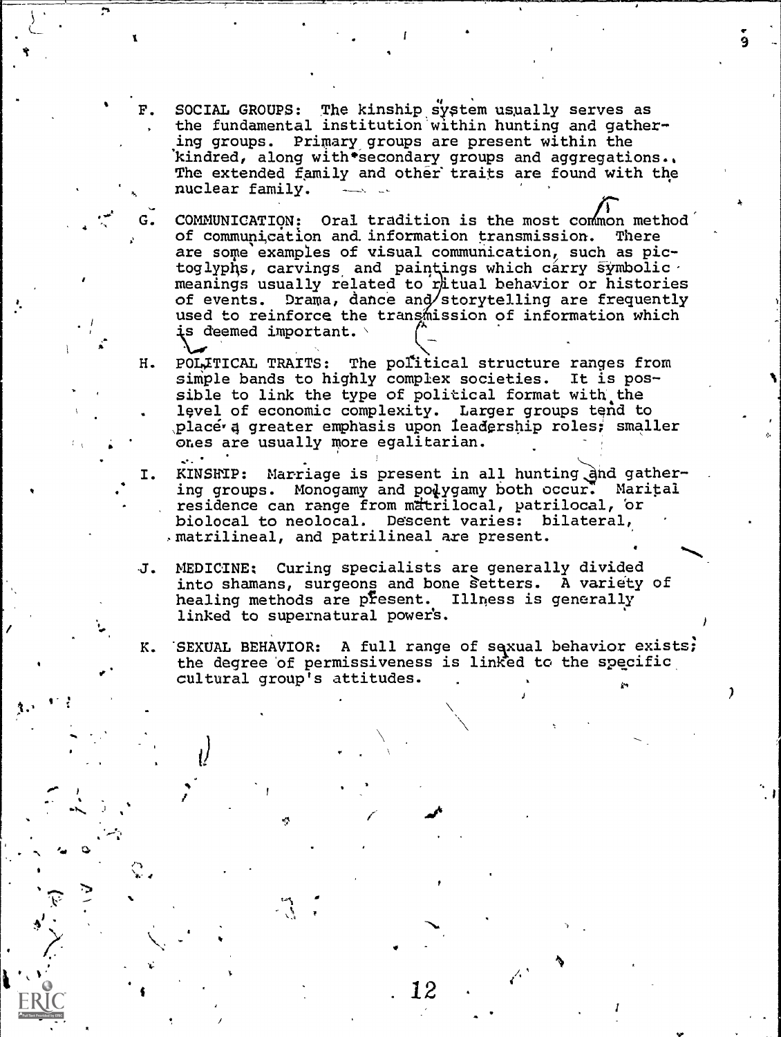F. SOCIAL GROUPS: The kinship system usually serves as the fundamental institution within hunting and gathering groups. Primary groups are present within the kindred, along with secondary groups and aggregations. The extended family and other traits are found with the nuclear family.

G. COMMUNICATION: Oral tradition is the most common method of communication and information transmission. There are some examples of visual communication, such as pictoglyphs, carvings and paintings which carry symbolic meanings usually related to ritual behavior or histories of events. Drama, dance and storytelling are frequently used to reinforce the transmission of information which is deemed important.

H. POLITICAL TRAITS: The political structure ranges from simple bands to highly complex societies. It is possible to link the type of political format with the level of economic complexity. Larger groups tend to place a greater emphasis upon leadership roles; smaller ones are usually more egalitarian.

I. KINSHIP: Marriage is present in all hunting and gathering groups. Monogamy and polygamy both occur. Marital residence can range from matrilocal, patrilocal, or biolocal to neolocal. Descent varies: bilateral, matrilineal, and patrilineal are present.

J. MEDICINE: Curing specialists are generally divided into shamans, surgeons and bone setters. A variety of healing methods are present. Illness is generally linked to supernatural powers.

K. SEXUAL BEHAVIOR: A full range of sexual behavior exists; the degree of permissiveness is linked to the specific cultural group's attitudes.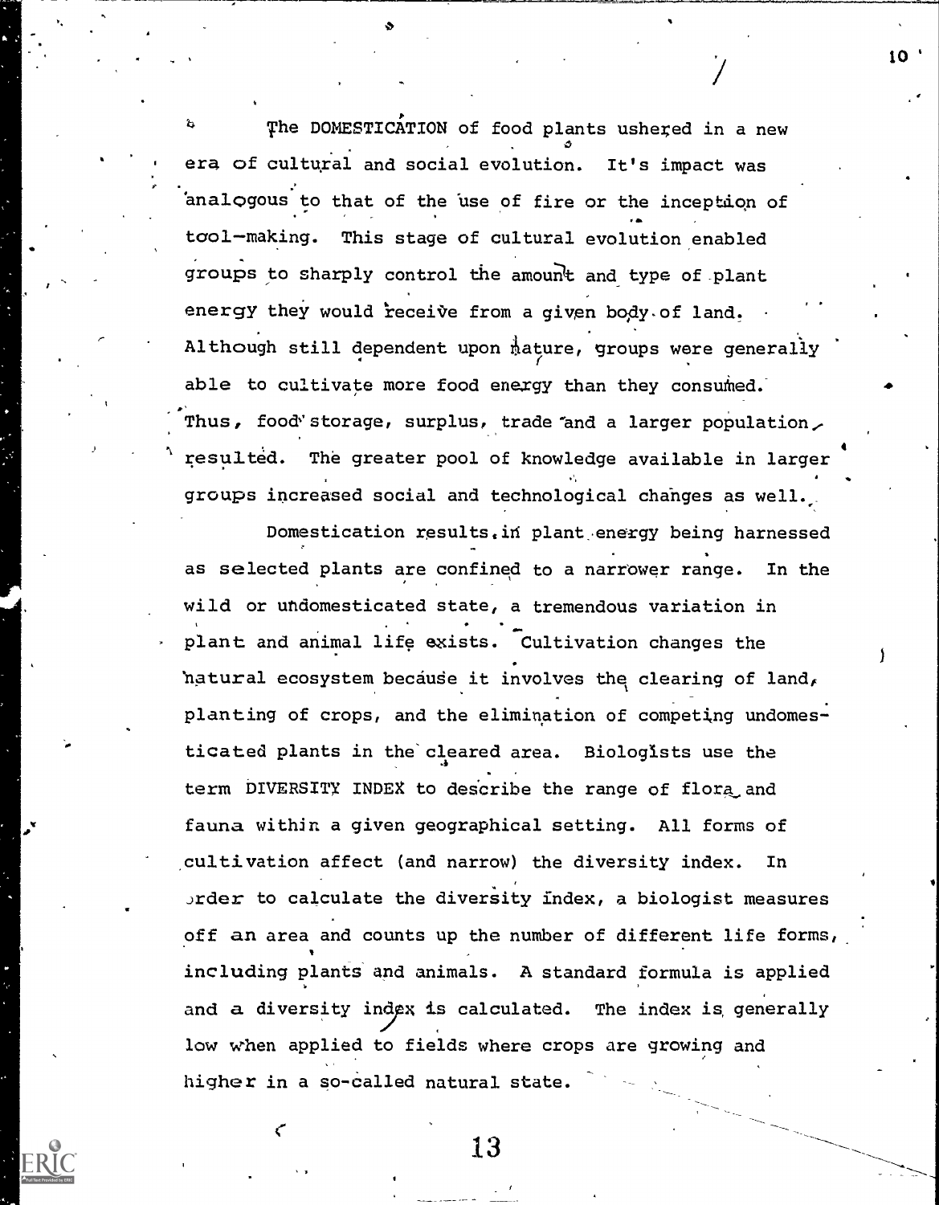The DOMESTICATION of food plants ushered in a new era of cultural and social evolution. It's impact was analogous to that of the use of fire or the inception of tool-making. This stage of cultural evolution enabled groups to sharply control the amount and type of plant energy they would receive from a given body of land. Although still dependent upon nature, groups were generally able to cultivate more food energy than they consumed. Thus, food storage, surplus, trade and a larger population resulted. The greater pool of knowledge available in larger groups increased social and technological changes as well.

Domestication results in plant energy being harnessed as selected plants are confined to a narrower range. In the wild or undomesticated state, a tremendous variation in plant and animal life exists. Cultivation changes the natural ecosystem because it involves the clearing of land, planting of crops, and the elimination of competing undomesticated plants in the cleared area. Biologists use the term DIVERSITY INDEX to describe the range of flora and fauna within a given geographical setting. All forms of cultivation affect (and narrow) the diversity index. In order to calculate the diversity index, a biologist measures off an area and counts up the number of different life forms, including plants and animals. A standard formula is applied and a diversity index is calculated. The index is generally low when applied to fields where crops are growing and higher in a so-called natural state.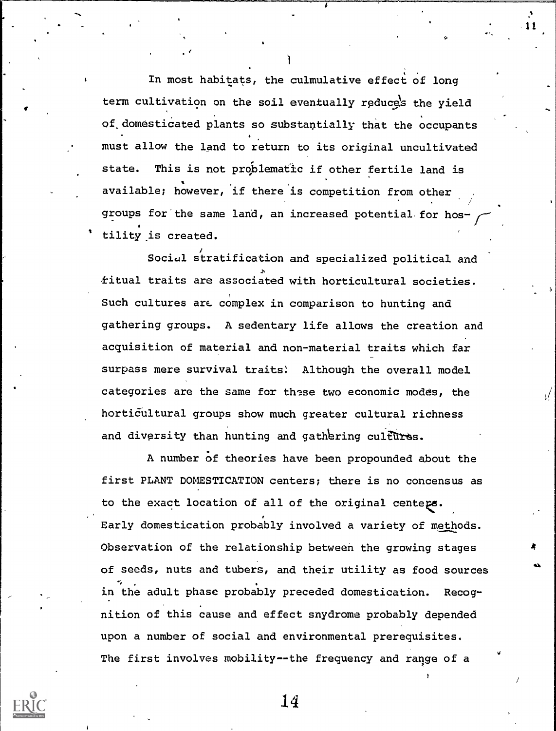In most habitats, the culmulative effect of long term cultivation on the soil eventually reduces the yield of domesticated plants so substantially that the occupants must allow the land to return to its original uncultivated state. This is not problematic if other fertile land is available; however, if there is competition from other groups for the same land, an increased potential for hostility is created.

Social stratification and specialized political and ritual traits are associated with horticultural societies. Such cultures are complex in comparison to hunting and gathering groups. A sedentary life allows the creation and acquisition of material and non-material traits which far surpass mere survival traits. Although the overall model categories are the same for these two economic modes, the horticultural groups show much greater cultural richness and diversity than hunting and gathering cultures.

A number of theories have been propounded about the first PLANT DOMESTICATION centers; there is no concensus as to the exact location of all of the original centers. Early domestication probably involved a variety of methods. Observation of the relationship between the growing stages of seeds, nuts and tubers, and their utility as food sources in the adult phase probably preceded domestication. Recognition of this cause and effect snydrome probably depended upon a number of social and environmental prerequisites. The first involves mobility--the frequency and range of a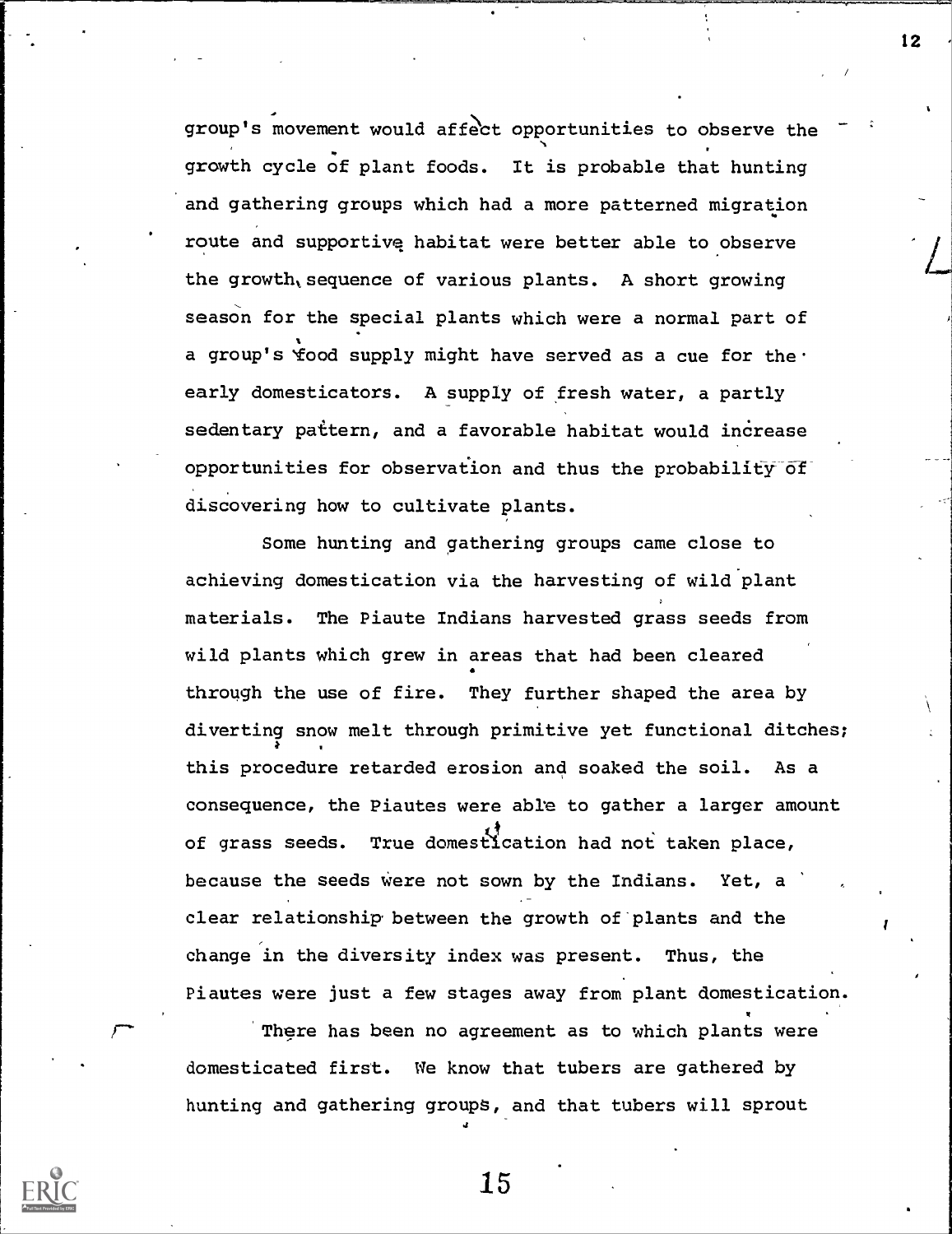group's movement would affect opportunities to observe the growth cycle of plant foods. It is probable that hunting and gathering groups which had a more patterned migration route and supportive habitat were better able to observe the growth sequence of various plants. A short growing season for the special plants which were a normal part of a group's food supply might have served as a cue for the early domesticators. A supply of fresh water, a partly sedentary pattern, and a favorable habitat would increase opportunities for observation and thus the probability of discovering how to cultivate plants.

Some hunting and gathering groups came close to achieving domestication via the harvesting of wild plant materials. The Piaute Indians harvested grass seeds from wild plants which grew in areas that had been cleared through the use of fire. They further shaped the area by diverting snow melt through primitive yet functional ditches; this procedure retarded erosion and soaked the soil. As a consequence, the Piautes were able to gather a larger amount of grass seeds. True domestication had not taken place, because the seeds were not sown by the Indians. Yet, a clear relationship between the growth of plants and the change in the diversity index was present. Thus, the Piautes were just a few stages away from plant domestication.

There has been no agreement as to which plants were domesticated first. We know that tubers are gathered by hunting and gathering groups, and that tubers will sprout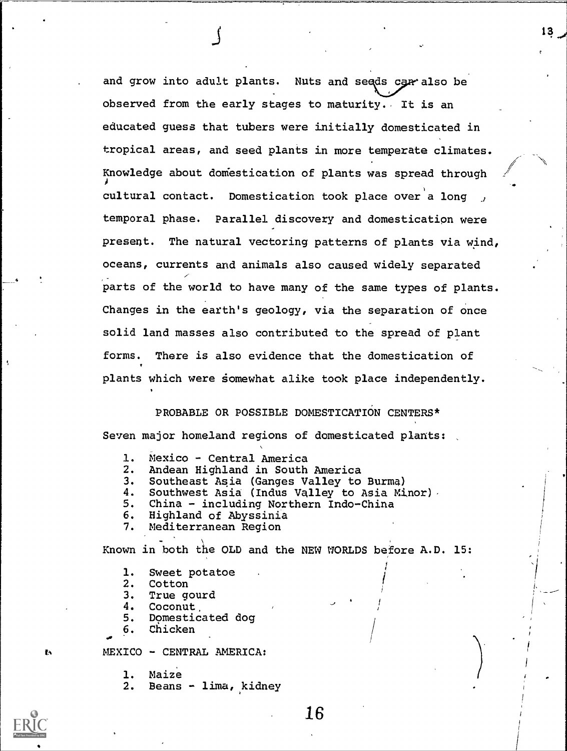and grow into adult plants. Nuts and seeds can also be observed from the early stages to maturity. It is an educated guess that tubers were initially domesticated in tropical areas, and seed plants in more temperate climates. Knowledge about domestication of plants was spread through cultural contact. Domestication took place over a long temporal phase. Parallel discovery and domestication were present. The natural vectoring patterns of plants via wind, oceans, currents and animals also caused widely separated parts of the world to have many of the same types of plants. Changes in the earth's geology, via the separation of once solid land masses also contributed to the spread of plant forms. There is also evidence that the domestication of plants which were somewhat alike took place independently.

PROBABLE OR POSSIBLE DOMESTICATION CENTERS*

Seven major homeland regions of domesticated plants:

1. Mexico - Central America
2. Andean Highland in South America
3. Southeast Asia (Ganges Valley to Burma)
4. Southwest Asia (Indus Valley to Asia Minor)
5. China - including Northern Indo-China
6. Highland of Abyssinia
7. Mediterranean Region

Known in both the OLD and the NEW WORLDS before A.D. 15:

1. Sweet potatoe
2. Cotton
3. True gourd
4. Coconut
5. Domesticated dog
6. Chicken

MEXICO - CENTRAL AMERICA:

1. Maize
2. Beans - lima, kidney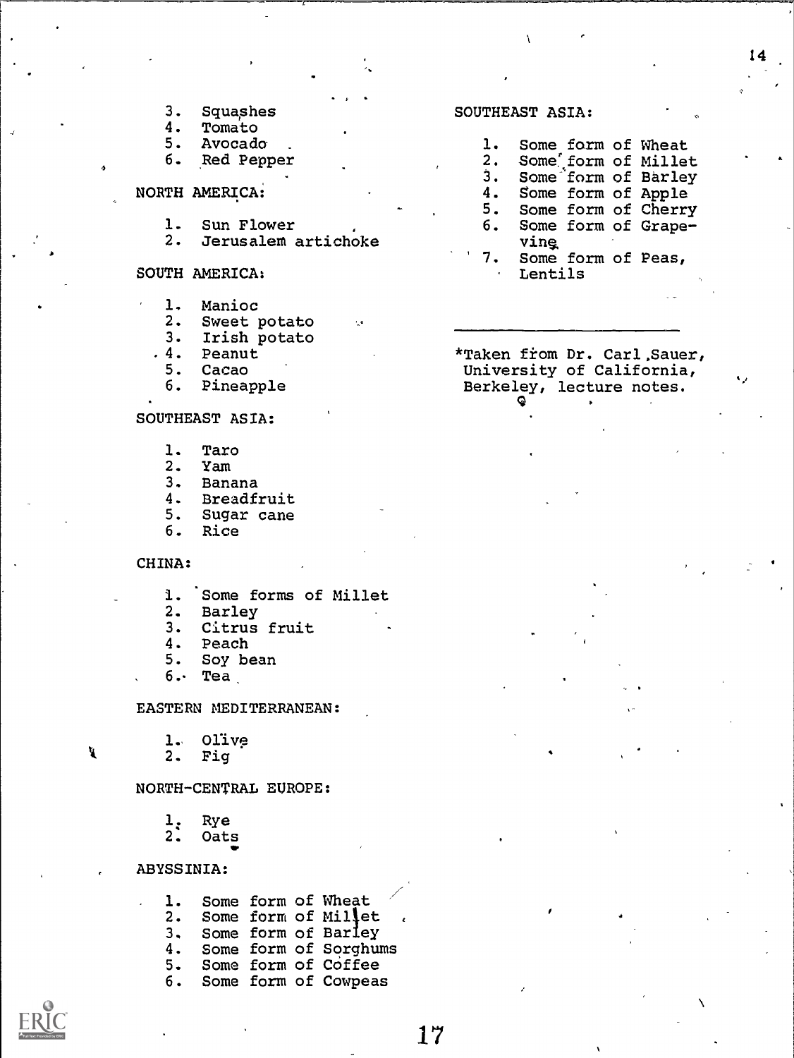3. Squashes
4. Tomato
5. Avocado
6. Red Pepper

NORTH AMERICA:

1. Sun Flower
2. Jerusalem artichoke

SOUTH AMERICA:

1. Manioc
2. Sweet potato
3. Irish potato
4. Peanut
5. Cacao
6. Pineapple

SOUTHEAST ASIA:

1. Taro
2. Yam
3. Banana
4. Breadfruit
5. Sugar cane
6. Rice

CHINA:

1. Some forms of Millet
2. Barley
3. Citrus fruit
4. Peach
5. Soy bean
6. Tea

EASTERN MEDITERRANEAN:

1. Olive
2. Fig

NORTH-CENTRAL EUROPE:

1. Rye
2. Oats

ABYSSINIA:

1. Some form of Wheat
2. Some form of Millet
3. Some form of Barley
4. Some form of Sorghums
5. Some form of Coffee
6. Some form of Cowpeas

SOUTHEAST ASIA:

1. Some form of Wheat
2. Some form of Millet
3. Some form of Barley
4. Some form of Apple
5. Some form of Cherry
6. Some form of Grape-vine
7. Some form of Peas, Lentils

---

*Taken from Dr. Carl Sauer, University of California, Berkeley, lecture notes.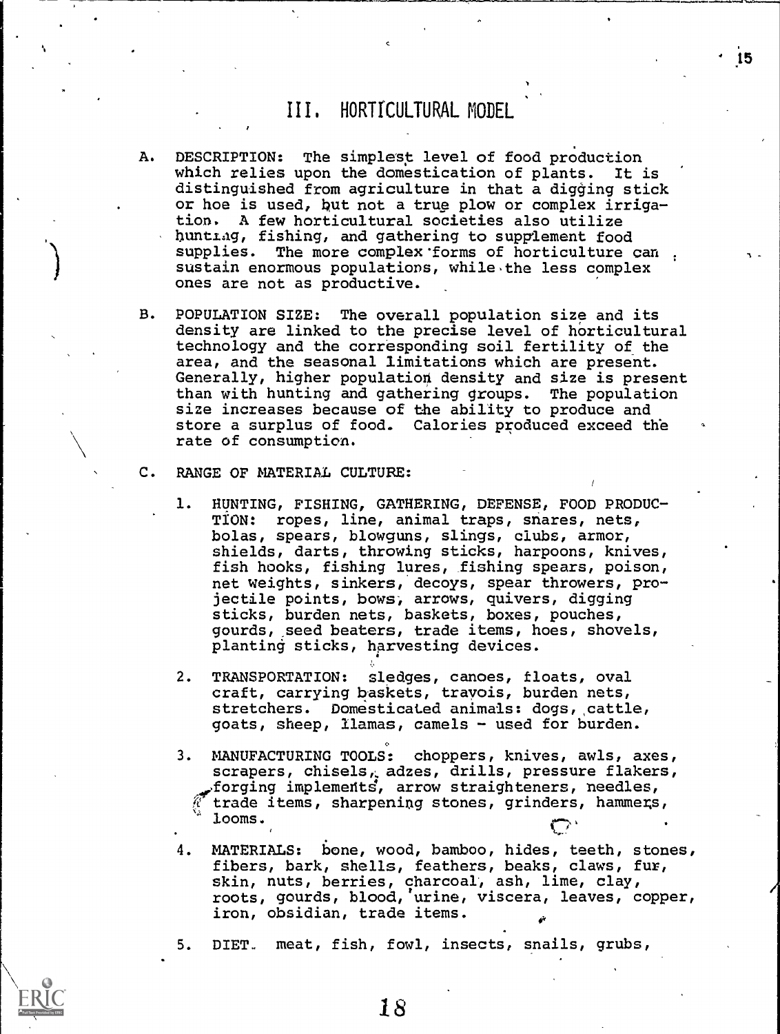## III. HORTICULTURAL MODEL

A. DESCRIPTION: The simplest level of food production which relies upon the domestication of plants. It is distinguished from agriculture in that a digging stick or hoe is used, but not a true plow or complex irrigation. A few horticultural societies also utilize hunting, fishing, and gathering to supplement food supplies. The more complex forms of horticulture can sustain enormous populations, while the less complex ones are not as productive.

B. POPULATION SIZE: The overall population size and its density are linked to the precise level of horticultural technology and the corresponding soil fertility of the area, and the seasonal limitations which are present. Generally, higher population density and size is present than with hunting and gathering groups. The population size increases because of the ability to produce and store a surplus of food. Calories produced exceed the rate of consumption.

C. RANGE OF MATERIAL CULTURE:

1. HUNTING, FISHING, GATHERING, DEFENSE, FOOD PRODUCTION: ropes, line, animal traps, snares, nets, bolas, spears, blowguns, slings, clubs, armor, shields, darts, throwing sticks, harpoons, knives, fish hooks, fishing lures, fishing spears, poison, net weights, sinkers, decoys, spear throwers, projectile points, bows, arrows, quivers, digging sticks, burden nets, baskets, boxes, pouches, gourds, seed beaters, trade items, hoes, shovels, planting sticks, harvesting devices.

2. TRANSPORTATION: sledges, canoes, floats, oval craft, carrying baskets, travois, burden nets, stretchers. Domesticated animals: dogs, cattle, goats, sheep, llamas, camels - used for burden.

3. MANUFACTURING TOOLS: choppers, knives, awls, axes, scrapers, chisels, adzes, drills, pressure flakers, forging implements, arrow straighteners, needles, trade items, sharpening stones, grinders, hammers, looms.

4. MATERIALS: bone, wood, bamboo, hides, teeth, stones, fibers, bark, shells, feathers, beaks, claws, fur, skin, nuts, berries, charcoal, ash, lime, clay, roots, gourds, blood, urine, viscera, leaves, copper, iron, obsidian, trade items.

5. DIET. meat, fish, fowl, insects, snails, grubs,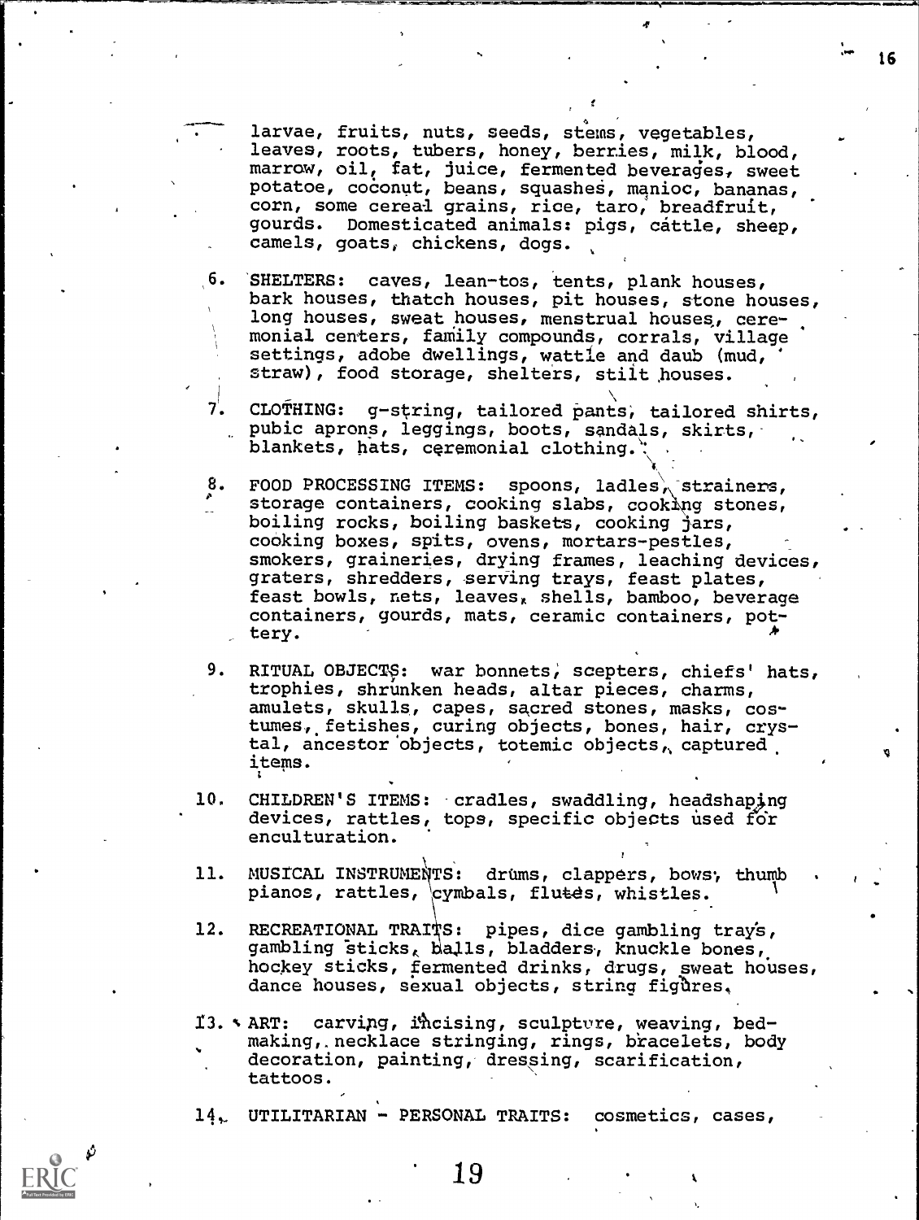larvae, fruits, nuts, seeds, stems, vegetables, leaves, roots, tubers, honey, berries, milk, blood, marrow, oil, fat, juice, fermented beverages, sweet potatoe, coconut, beans, squashes, manioc, bananas, corn, some cereal grains, rice, taro, breadfruit, gourds. Domesticated animals: pigs, cattle, sheep, camels, goats, chickens, dogs.

6. SHELTERS: caves, lean-tos, tents, plank houses, bark houses, thatch houses, pit houses, stone houses, long houses, sweat houses, menstrual houses, ceremonial centers, family compounds, corrals, village settings, adobe dwellings, wattle and daub (mud, straw), food storage, shelters, stilt houses.

7. CLOTHING: g-string, tailored pants, tailored shirts, pubic aprons, leggings, boots, sandals, skirts, blankets, hats, ceremonial clothing.

8. FOOD PROCESSING ITEMS: spoons, ladles, strainers, storage containers, cooking slabs, cooking stones, boiling rocks, boiling baskets, cooking jars, cooking boxes, spits, ovens, mortars-pestles, smokers, graineries, drying frames, leaching devices, graters, shredders, serving trays, feast plates, feast bowls, nets, leaves, shells, bamboo, beverage containers, gourds, mats, ceramic containers, pottery.

9. RITUAL OBJECTS: war bonnets, scepters, chiefs' hats, trophies, shrunken heads, altar pieces, charms, amulets, skulls, capes, sacred stones, masks, costumes, fetishes, curing objects, bones, hair, crystal, ancestor objects, totemic objects, captured items.

10. CHILDREN'S ITEMS: cradles, swaddling, headshaping devices, rattles, tops, specific objects used for enculturation.

11. MUSICAL INSTRUMENTS: drums, clappers, bows, thumb pianos, rattles, cymbals, flutes, whistles.

12. RECREATIONAL TRAITS: pipes, dice gambling trays, gambling sticks, balls, bladders, knuckle bones, hockey sticks, fermented drinks, drugs, sweat houses, dance houses, sexual objects, string figures.

13. ART: carving, incising, sculpture, weaving, bed-making, necklace stringing, rings, bracelets, body decoration, painting, dressing, scarification, tattoos.

14. UTILITARIAN - PERSONAL TRAITS: cosmetics, cases,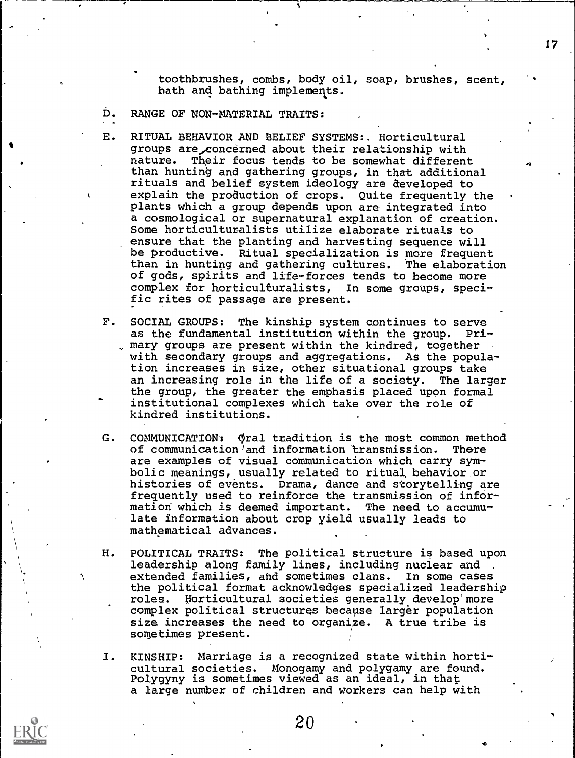toothbrushes, combs, body oil, soap, brushes, scent, bath and bathing implements.

D. RANGE OF NON-MATERIAL TRAITS:

E. RITUAL BEHAVIOR AND BELIEF SYSTEMS: Horticultural groups are concerned about their relationship with nature. Their focus tends to be somewhat different than hunting and gathering groups, in that additional rituals and belief system ideology are developed to explain the production of crops. Quite frequently the plants which a group depends upon are integrated into a cosmological or supernatural explanation of creation. Some horticulturalists utilize elaborate rituals to ensure that the planting and harvesting sequence will be productive. Ritual specialization is more frequent than in hunting and gathering cultures. The elaboration of gods, spirits and life-forces tends to become more complex for horticulturalists, In some groups, specific rites of passage are present.

F. SOCIAL GROUPS: The kinship system continues to serve as the fundamental institution within the group. Primary groups are present within the kindred, together with secondary groups and aggregations. As the population increases in size, other situational groups take an increasing role in the life of a society. The larger the group, the greater the emphasis placed upon formal institutional complexes which take over the role of kindred institutions.

G. COMMUNICATION: Oral tradition is the most common method of communication and information transmission. There are examples of visual communication which carry symbolic meanings, usually related to ritual behavior or histories of events. Drama, dance and storytelling are frequently used to reinforce the transmission of information which is deemed important. The need to accumulate information about crop yield usually leads to mathematical advances.

H. POLITICAL TRAITS: The political structure is based upon leadership along family lines, including nuclear and extended families, and sometimes clans. In some cases the political format acknowledges specialized leadership roles. Horticultural societies generally develop more complex political structures because larger population size increases the need to organize. A true tribe is sometimes present.

I. KINSHIP: Marriage is a recognized state within horticultural societies. Monogamy and polygamy are found. Polygyny is sometimes viewed as an ideal, in that a large number of children and workers can help with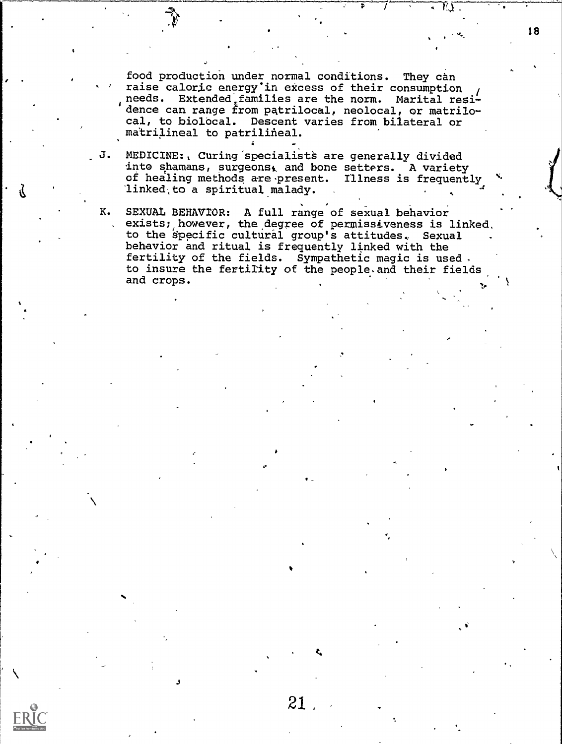food production under normal conditions. They can raise caloric energy in excess of their consumption needs. Extended families are the norm. Marital residence can range from patrilocal, neolocal, or matrilocal, to bilocal. Descent varies from bilateral or matrilineal to patrilineal.

J. MEDICINE: Curing specialists are generally divided into shamans, surgeons, and bone setters. A variety of healing methods are present. Illness is frequently linked to a spiritual malady.

K. SEXUAL BEHAVIOR: A full range of sexual behavior exists; however, the degree of permissiveness is linked to the specific cultural group's attitudes. Sexual behavior and ritual is frequently linked with the fertility of the fields. Sympathetic magic is used to insure the fertility of the people and their fields and crops.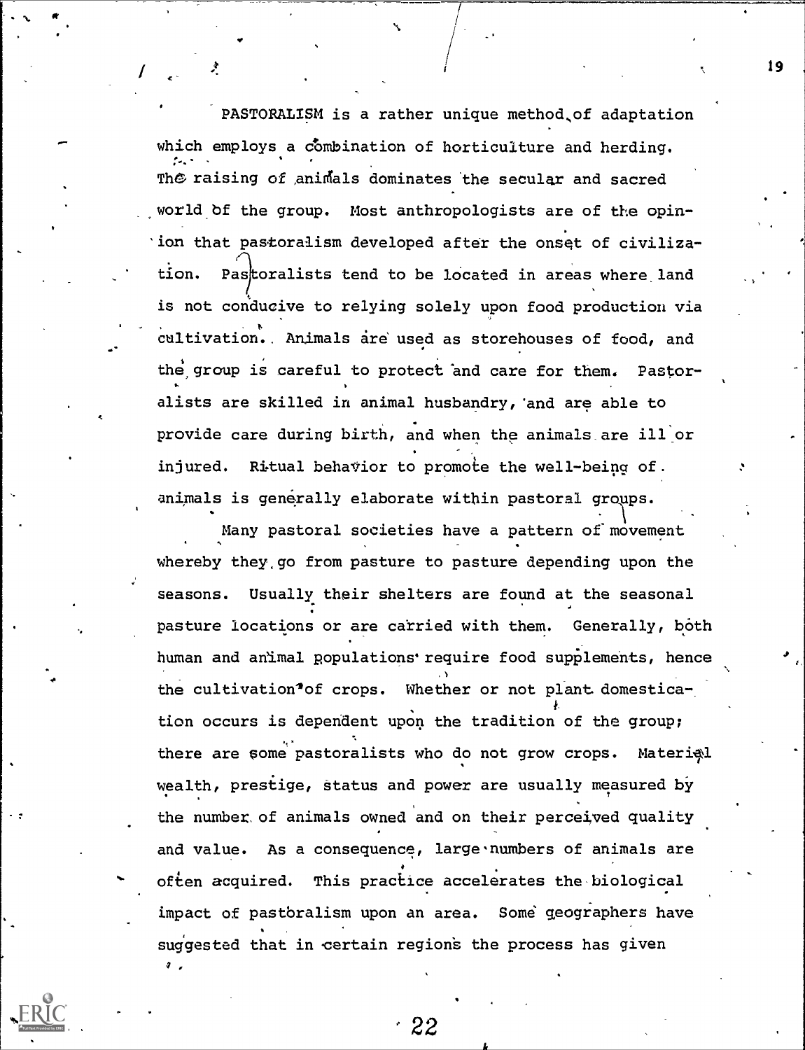PASTORALISM is a rather unique method of adaptation which employs a combination of horticulture and herding. The raising of animals dominates the secular and sacred world of the group. Most anthropologists are of the opinion that pastoralism developed after the onset of civilization. Pastoralists tend to be located in areas where land is not conducive to relying solely upon food production via cultivation. Animals are used as storehouses of food, and the group is careful to protect and care for them. Pastoralists are skilled in animal husbandry, and are able to provide care during birth, and when the animals are ill or injured. Ritual behavior to promote the well-being of animals is generally elaborate within pastoral groups.

Many pastoral societies have a pattern of movement whereby they go from pasture to pasture depending upon the seasons. Usually their shelters are found at the seasonal pasture locations or are carried with them. Generally, both human and animal populations require food supplements, hence the cultivation of crops. Whether or not plant domestication occurs is dependent upon the tradition of the group; there are some pastoralists who do not grow crops. Material wealth, prestige, status and power are usually measured by the number of animals owned and on their perceived quality and value. As a consequence, large numbers of animals are often acquired. This practice accelerates the biological impact of pastoralism upon an area. Some geographers have suggested that in certain regions the process has given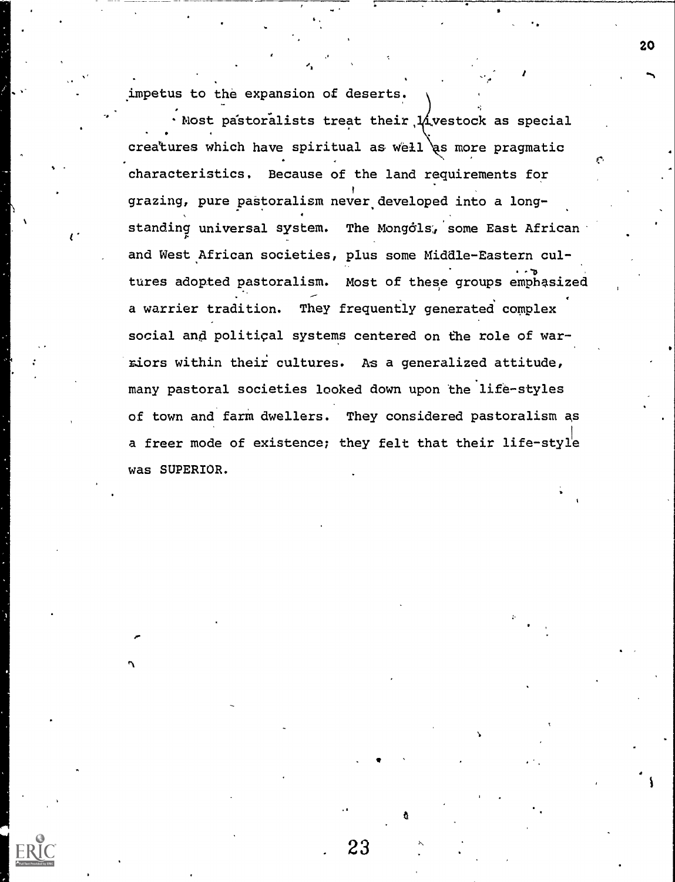impetus to the expansion of deserts.

Most pastoralists treat their livestock as special creatures which have spiritual as well as more pragmatic characteristics. Because of the land requirements for grazing, pure pastoralism never developed into a long-standing universal system. The Mongols, some East African and West African societies, plus some Middle-Eastern cultures adopted pastoralism. Most of these groups emphasized a warrier tradition. They frequently generated complex social and political systems centered on the role of warriors within their cultures. As a generalized attitude, many pastoral societies looked down upon the life-styles of town and farm dwellers. They considered pastoralism as a freer mode of existence; they felt that their life-style was SUPERIOR.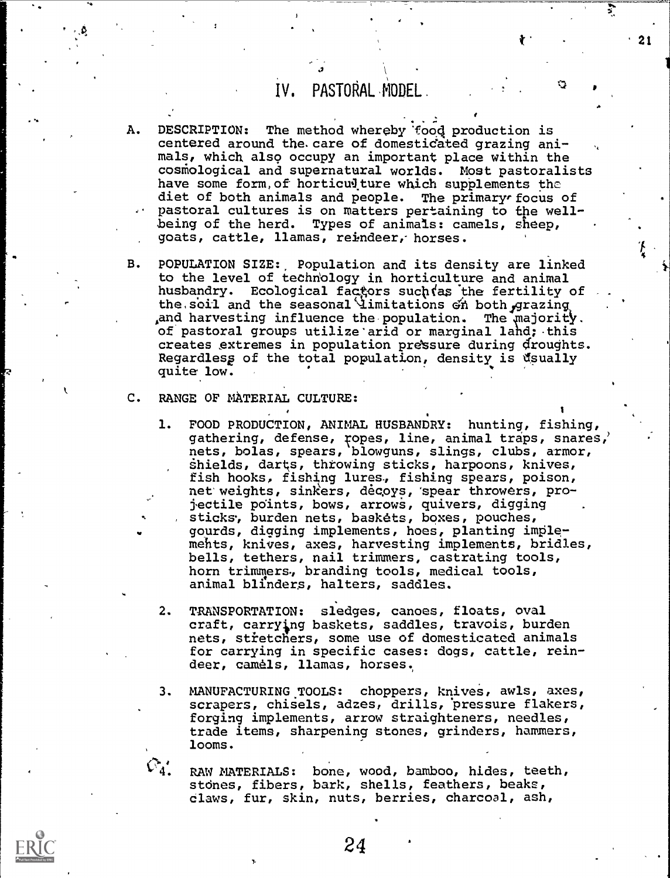## IV. PASTORAL MODEL

A. DESCRIPTION: The method whereby food production is centered around the care of domesticated grazing animals, which also occupy an important place within the cosmological and supernatural worlds. Most pastoralists have some form of horticulture which supplements the diet of both animals and people. The primary focus of pastoral cultures is on matters pertaining to the well-being of the herd. Types of animals: camels, sheep, goats, cattle, llamas, reindeer, horses.

B. POPULATION SIZE: Population and its density are linked to the level of technology in horticulture and animal husbandry. Ecological factors such as the fertility of the soil and the seasonal limitations on both grazing and harvesting influence the population. The majority of pastoral groups utilize arid or marginal land; this creates extremes in population pressure during droughts. Regardless of the total population, density is usually quite low.

C. RANGE OF MATERIAL CULTURE:

1. FOOD PRODUCTION, ANIMAL HUSBANDRY: hunting, fishing, gathering, defense, ropes, line, animal traps, snares, nets, bolas, spears, blowguns, slings, clubs, armor, shields, darts, throwing sticks, harpoons, knives, fish hooks, fishing lures, fishing spears, poison, net weights, sinkers, decoys, spear throwers, projectile points, bows, arrows, quivers, digging sticks, burden nets, baskets, boxes, pouches, gourds, digging implements, hoes, planting implements, knives, axes, harvesting implements, bridles, bells, tethers, nail trimmers, castrating tools, horn trimmers, branding tools, medical tools, animal blinders, halters, saddles.

2. TRANSPORTATION: sledges, canoes, floats, oval craft, carrying baskets, saddles, travois, burden nets, stretchers, some use of domesticated animals for carrying in specific cases: dogs, cattle, reindeer, camels, llamas, horses.

3. MANUFACTURING TOOLS: choppers, knives, awls, axes, scrapers, chisels, adzes, drills, pressure flakers, forging implements, arrow straighteners, needles, trade items, sharpening stones, grinders, hammers, looms.

4. RAW MATERIALS: bone, wood, bamboo, hides, teeth, stones, fibers, bark, shells, feathers, beaks, claws, fur, skin, nuts, berries, charcoal, ash,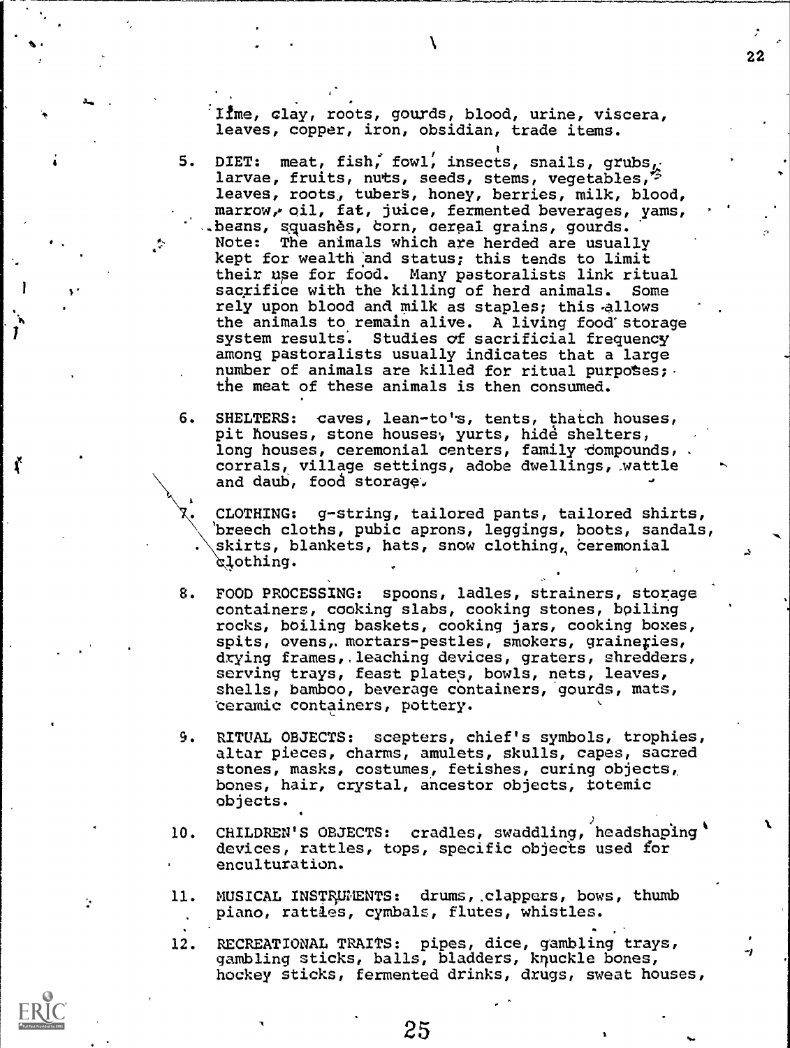lime, clay, roots, gourds, blood, urine, viscera, leaves, copper, iron, obsidian, trade items.

5. DIET: meat, fish, fowl, insects, snails, grubs, larvae, fruits, nuts, seeds, stems, vegetables, leaves, roots, tubers, honey, berries, milk, blood, marrow, oil, fat, juice, fermented beverages, yams, beans, squashes, corn, cereal grains, gourds. Note: The animals which are herded are usually kept for wealth and status; this tends to limit their use for food. Many pastoralists link ritual sacrifice with the killing of herd animals. Some rely upon blood and milk as staples; this allows the animals to remain alive. A living food storage system results. Studies of sacrificial frequency among pastoralists usually indicates that a large number of animals are killed for ritual purposes; the meat of these animals is then consumed.

6. SHELTERS: caves, lean-to's, tents, thatch houses, pit houses, stone houses, yurts, hide shelters, long houses, ceremonial centers, family compounds, corrals, village settings, adobe dwellings, wattle and daub, food storage.

7. CLOTHING: g-string, tailored pants, tailored shirts, breech cloths, pubic aprons, leggings, boots, sandals, skirts, blankets, hats, snow clothing, ceremonial clothing.

8. FOOD PROCESSING: spoons, ladles, strainers, storage containers, cooking slabs, cooking stones, boiling rocks, boiling baskets, cooking jars, cooking boxes, spits, ovens, mortars-pestles, smokers, graineries, drying frames, leaching devices, graters, shredders, serving trays, feast plates, bowls, nets, leaves, shells, bamboo, beverage containers, gourds, mats, ceramic containers, pottery.

9. RITUAL OBJECTS: scepters, chief's symbols, trophies, altar pieces, charms, amulets, skulls, capes, sacred stones, masks, costumes, fetishes, curing objects, bones, hair, crystal, ancestor objects, totemic objects.

10. CHILDREN'S OBJECTS: cradles, swaddling, headshaping devices, rattles, tops, specific objects used for enculturation.

11. MUSICAL INSTRUMENTS: drums, clappers, bows, thumb piano, rattles, cymbals, flutes, whistles.

12. RECREATIONAL TRAITS: pipes, dice, gambling trays, gambling sticks, balls, bladders, knuckle bones, hockey sticks, fermented drinks, drugs, sweat houses,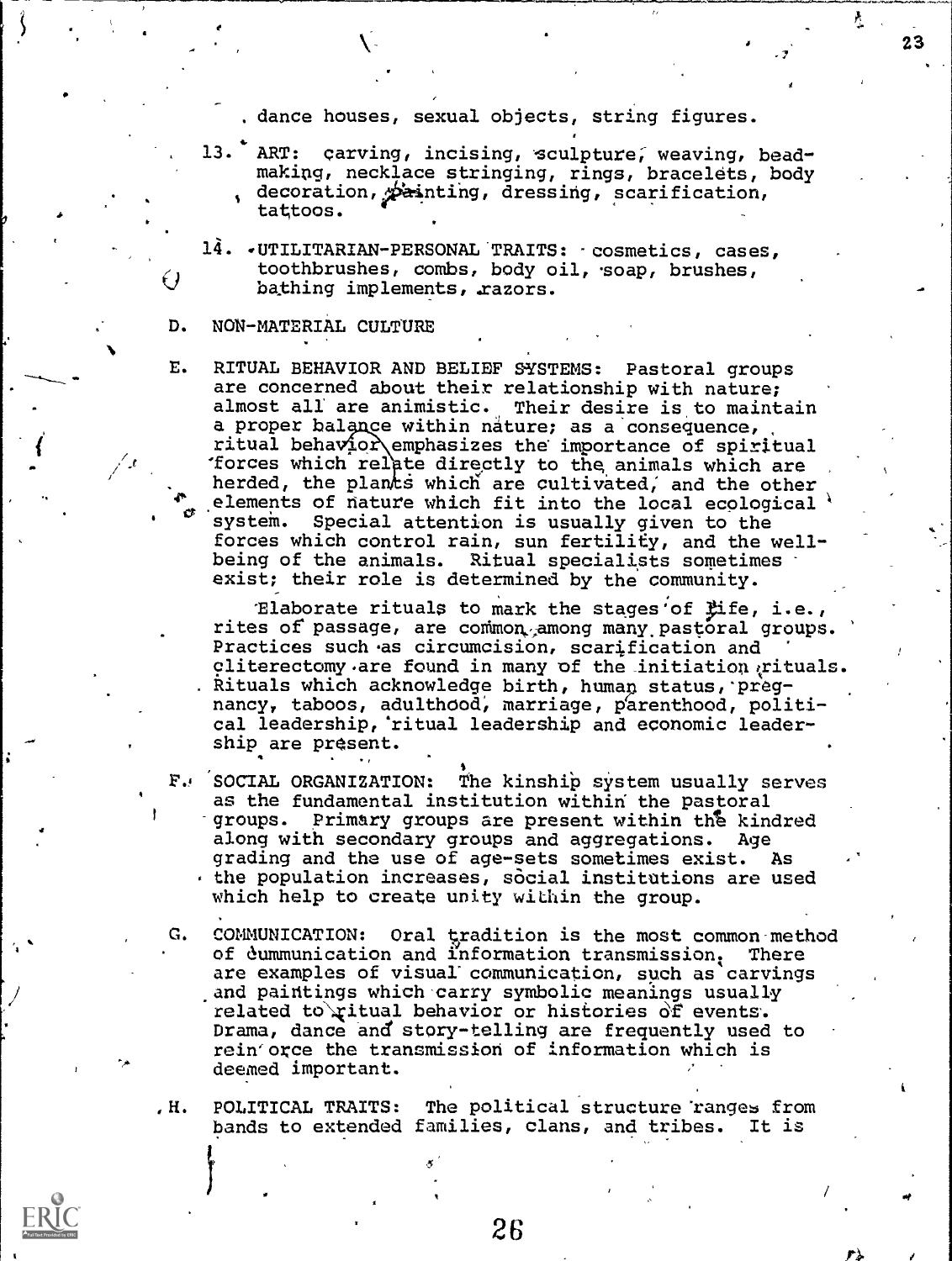. dance houses, sexual objects, string figures.

13. ART: carving, incising, sculpture, weaving, bead-making, necklace stringing, rings, bracelets, body decoration, painting, dressing, scarification, tattoos.

14. UTILITARIAN-PERSONAL TRAITS: cosmetics, cases, toothbrushes, combs, body oil, soap, brushes, bathing implements, razors.

D. NON-MATERIAL CULTURE

E. RITUAL BEHAVIOR AND BELIEF SYSTEMS: Pastoral groups are concerned about their relationship with nature; almost all are animistic. Their desire is to maintain a proper balance within nature; as a consequence, ritual behavior emphasizes the importance of spiritual forces which relate directly to the animals which are herded, the plants which are cultivated, and the other elements of nature which fit into the local ecological system. Special attention is usually given to the forces which control rain, sun fertility, and the well-being of the animals. Ritual specialists sometimes exist; their role is determined by the community.

Elaborate rituals to mark the stages of life, i.e., rites of passage, are common among many pastoral groups. Practices such as circumcision, scarification and cliterectomy are found in many of the initiation rituals. Rituals which acknowledge birth, human status, pregnancy, taboos, adulthood, marriage, parenthood, political leadership, ritual leadership and economic leadership are present.

F. SOCIAL ORGANIZATION: The kinship system usually serves as the fundamental institution within the pastoral groups. Primary groups are present within the kindred along with secondary groups and aggregations. Age grading and the use of age-sets sometimes exist. As the population increases, social institutions are used which help to create unity within the group.

G. COMMUNICATION: Oral tradition is the most common method of cummunication and information transmission. There are examples of visual communication, such as carvings and paintings which carry symbolic meanings usually related to ritual behavior or histories of events. Drama, dance and story-telling are frequently used to reinforce the transmission of information which is deemed important.

H. POLITICAL TRAITS: The political structure ranges from bands to extended families, clans, and tribes. It is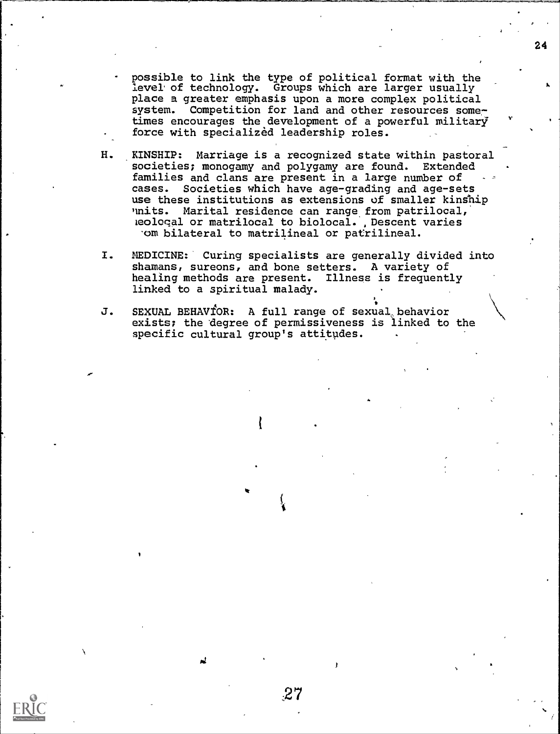possible to link the type of political format with the level of technology. Groups which are larger usually place a greater emphasis upon a more complex political system. Competition for land and other resources sometimes encourages the development of a powerful military force with specialized leadership roles.

H. KINSHIP: Marriage is a recognized state within pastoral societies; monogamy and polygamy are found. Extended families and clans are present in a large number of cases. Societies which have age-grading and age-sets use these institutions as extensions of smaller kinship units. Marital residence can range from patrilocal, neolocal or matrilocal to biolocal. Descent varies from bilateral to matrilineal or patrilineal.

I. MEDICINE: Curing specialists are generally divided into shamans, sureons, and bone setters. A variety of healing methods are present. Illness is frequently linked to a spiritual malady.

J. SEXUAL BEHAVIOR: A full range of sexual behavior exists; the degree of permissiveness is linked to the specific cultural group's attitudes.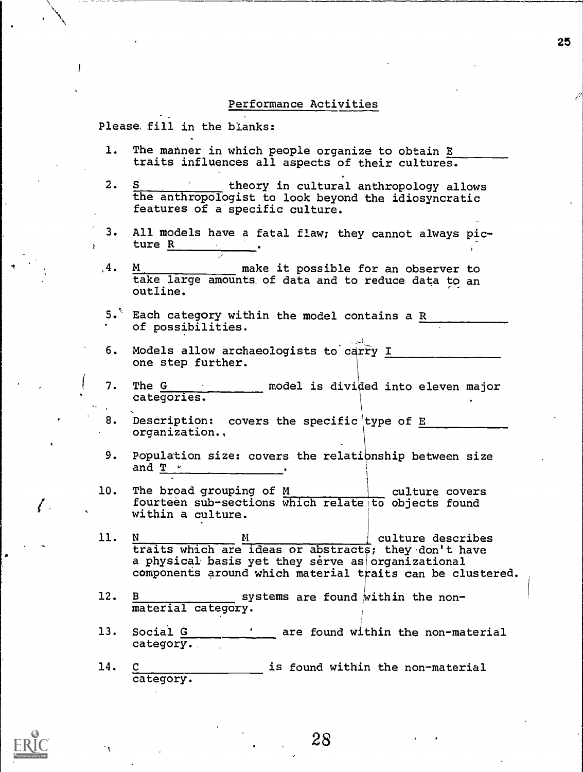## Performance Activities

Please fill in the blanks:

1. The manner in which people organize to obtain E\_\_\_\_\_\_\_\_ traits influences all aspects of their cultures.
2. S\_\_\_\_\_\_\_\_\_\_ theory in cultural anthropology allows the anthropologist to look beyond the idiosyncratic features of a specific culture.
3. All models have a fatal flaw; they cannot always picture R\_\_\_\_\_\_\_\_\_\_.
4. M\_\_\_\_\_\_\_\_\_\_\_\_ make it possible for an observer to take large amounts of data and to reduce data to an outline.
5. Each category within the model contains a R\_\_\_\_\_\_\_\_\_\_\_ of possibilities.
6. Models allow archaeologists to carry I\_\_\_\_\_\_\_\_\_\_\_\_\_ one step further.
7. The G\_\_\_\_\_\_\_\_\_\_\_\_\_\_ model is divided into eleven major categories.
8. Description: covers the specific type of E\_\_\_\_\_\_\_\_\_\_\_ organization.
9. Population size: covers the relationship between size and T\_\_\_\_\_\_\_\_\_\_\_\_\_\_\_\_.
10. The broad grouping of M\_\_\_\_\_\_\_\_\_\_\_\_\_\_ culture covers fourteen sub-sections which relate to objects found within a culture.
11. N\_\_\_\_\_\_\_\_\_\_\_\_ M\_\_\_\_\_\_\_\_\_\_\_\_\_\_\_ culture describes traits which are ideas or abstracts; they don't have a physical basis yet they serve as organizational components around which material traits can be clustered.
12. B\_\_\_\_\_\_\_\_\_\_\_\_\_ systems are found within the non-material category.
13. Social G\_\_\_\_\_\_\_\_\_\_\_\_\_ are found within the non-material category.
14. C\_\_\_\_\_\_\_\_\_\_\_\_\_\_\_\_\_\_ is found within the non-material category.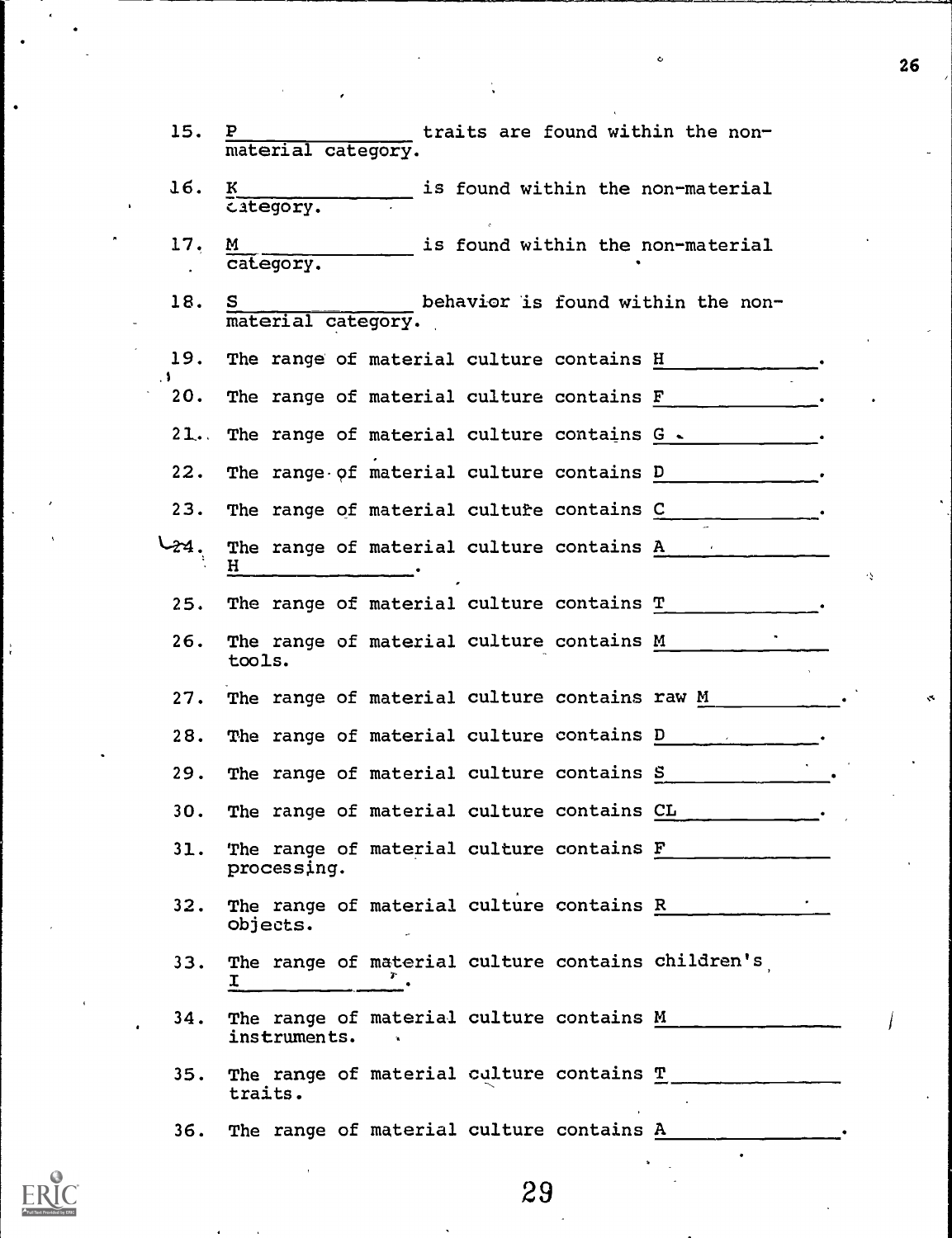15. P\_\_\_\_\_\_\_\_\_\_\_\_\_\_\_ traits are found within the non-material category.

16. K\_\_\_\_\_\_\_\_\_\_\_\_\_\_\_ is found within the non-material category.

17. M\_\_\_\_\_\_\_\_\_\_\_\_\_\_\_ is found within the non-material category.

18. S\_\_\_\_\_\_\_\_\_\_\_\_\_\_\_ behavior is found within the non-material category.

19. The range of material culture contains H\_\_\_\_\_\_\_\_\_\_\_\_\_.

20. The range of material culture contains F\_\_\_\_\_\_\_\_\_\_\_\_\_.

21. The range of material culture contains G\_\_\_\_\_\_\_\_\_\_\_\_\_.

22. The range of material culture contains D\_\_\_\_\_\_\_\_\_\_\_\_\_.

23. The range of material culture contains C\_\_\_\_\_\_\_\_\_\_\_\_\_.

24. The range of material culture contains A\_\_\_\_\_\_\_\_\_\_\_\_\_ H\_\_\_\_\_\_\_\_\_\_\_\_\_\_\_.

25. The range of material culture contains T\_\_\_\_\_\_\_\_\_\_\_\_\_.

26. The range of material culture contains M\_\_\_\_\_\_\_\_\_\_\_\_\_ tools.

27. The range of material culture contains raw M\_\_\_\_\_\_\_\_\_\_\_\_\_.

28. The range of material culture contains D\_\_\_\_\_\_\_\_\_\_\_\_\_.

29. The range of material culture contains S\_\_\_\_\_\_\_\_\_\_\_\_\_.

30. The range of material culture contains CL\_\_\_\_\_\_\_\_\_\_\_\_\_.

31. The range of material culture contains F\_\_\_\_\_\_\_\_\_\_\_\_\_ processing.

32. The range of material culture contains R\_\_\_\_\_\_\_\_\_\_\_\_\_ objects.

33. The range of material culture contains children's I\_\_\_\_\_\_\_\_\_\_\_\_\_.

34. The range of material culture contains M\_\_\_\_\_\_\_\_\_\_\_\_\_ instruments.

35. The range of material culture contains T\_\_\_\_\_\_\_\_\_\_\_\_\_ traits.

36. The range of material culture contains A\_\_\_\_\_\_\_\_\_\_\_\_\_.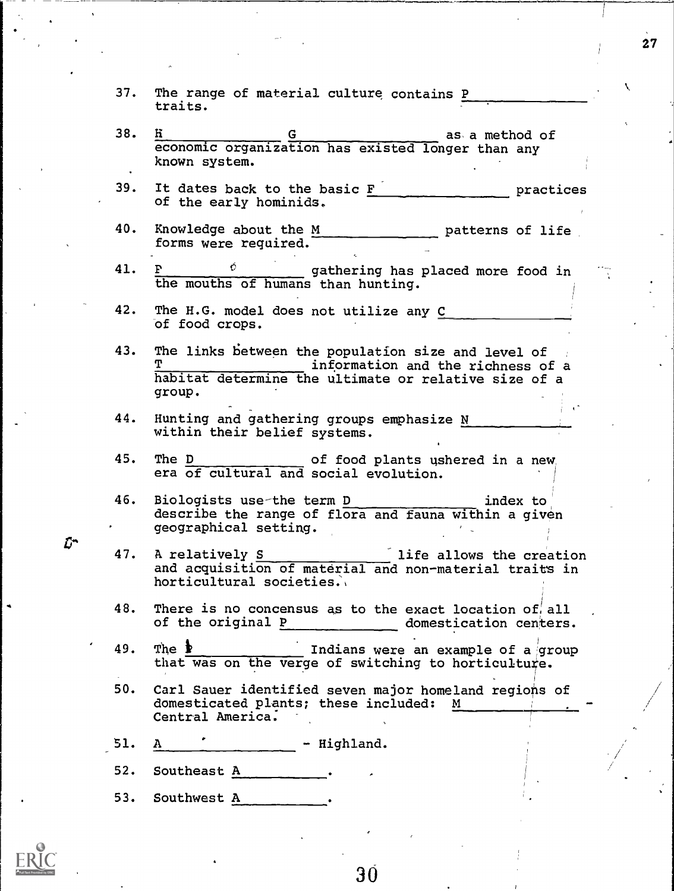37. The range of material culture contains P_____________ traits.

38. H_____________ G_____________ as a method of economic organization has existed longer than any known system.

39. It dates back to the basic F_____________ practices of the early hominids.

40. Knowledge about the M_____________ patterns of life forms were required.

41. P_____________ gathering has placed more food in the mouths of humans than hunting.

42. The H.G. model does not utilize any C_____________ of food crops.

43. The links between the population size and level of T_____________ information and the richness of a habitat determine the ultimate or relative size of a group.

44. Hunting and gathering groups emphasize N_____________ within their belief systems.

45. The D_____________ of food plants ushered in a new era of cultural and social evolution.

46. Biologists use the term D_____________ index to describe the range of flora and fauna within a given geographical setting.

47. A relatively S_____________ life allows the creation and acquisition of material and non-material traits in horticultural societies.

48. There is no concensus as to the exact location of all of the original P_____________ domestication centers.

49. The P_____________ Indians were an example of a group that was on the verge of switching to horticulture.

50. Carl Sauer identified seven major homeland regions of domesticated plants; these included: M_____________. - Central America.

51. A_____________ - Highland.

52. Southeast A_____________.

53. Southwest A_____________.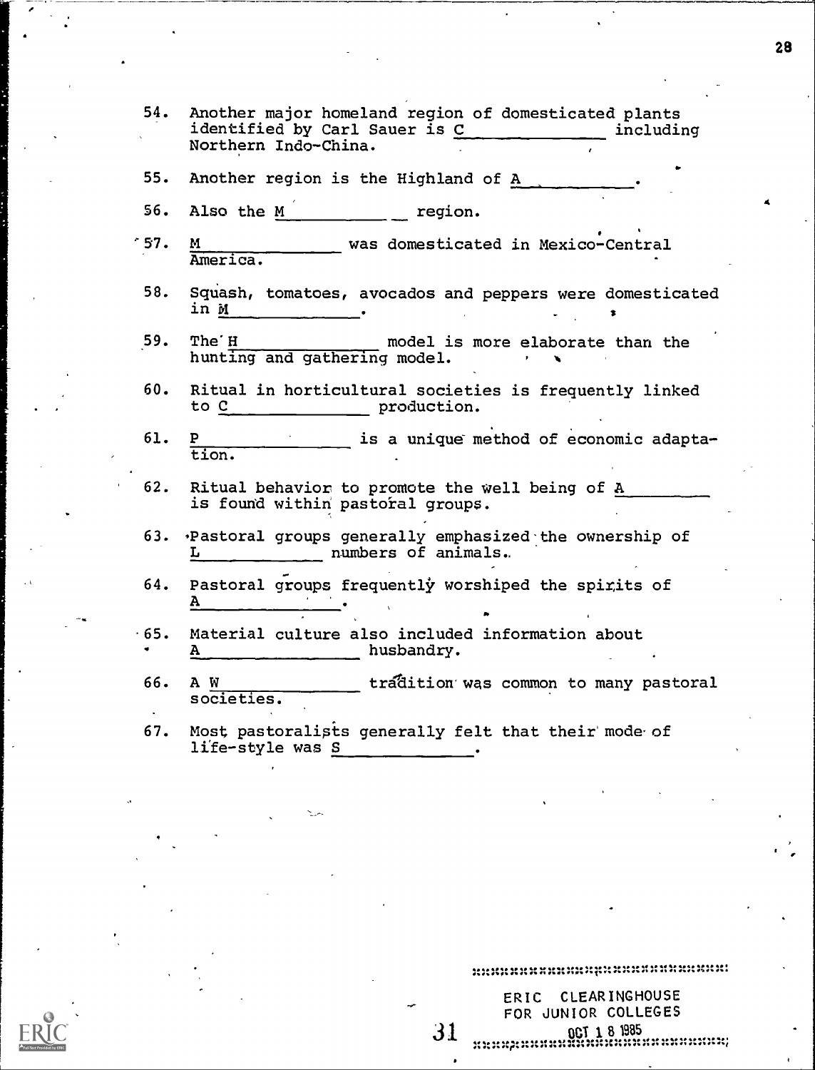54. Another major homeland region of domesticated plants identified by Carl Sauer is C\_\_\_\_\_\_\_\_\_\_\_\_ including Northern Indo-China.

55. Another region is the Highland of A\_\_\_\_\_\_\_\_\_\_.

56. Also the M\_\_\_\_\_\_\_\_\_\_ region.

57. M\_\_\_\_\_\_\_\_\_\_\_\_ was domesticated in Mexico-Central America.

58. Squash, tomatoes, avocados and peppers were domesticated in M\_\_\_\_\_\_\_\_\_\_\_\_.

59. The H\_\_\_\_\_\_\_\_\_\_\_\_ model is more elaborate than the hunting and gathering model.

60. Ritual in horticultural societies is frequently linked to C\_\_\_\_\_\_\_\_\_\_\_\_ production.

61. P\_\_\_\_\_\_\_\_\_\_\_\_ is a unique method of economic adaptation.

62. Ritual behavior to promote the well being of A\_\_\_\_\_\_\_\_ is found within pastoral groups.

63. Pastoral groups generally emphasized the ownership of L\_\_\_\_\_\_\_\_\_\_ numbers of animals.

64. Pastoral groups frequently worshiped the spirits of A\_\_\_\_\_\_\_\_\_\_.

65. Material culture also included information about A\_\_\_\_\_\_\_\_\_\_\_\_ husbandry.

66. A W\_\_\_\_\_\_\_\_\_\_\_\_ tradition was common to many pastoral societies.

67. Most pastoralists generally felt that their mode of life-style was S\_\_\_\_\_\_\_\_\_\_\_\_.

ERIC CLEARINGHOUSE
FOR JUNIOR COLLEGES
OCT 18 1985